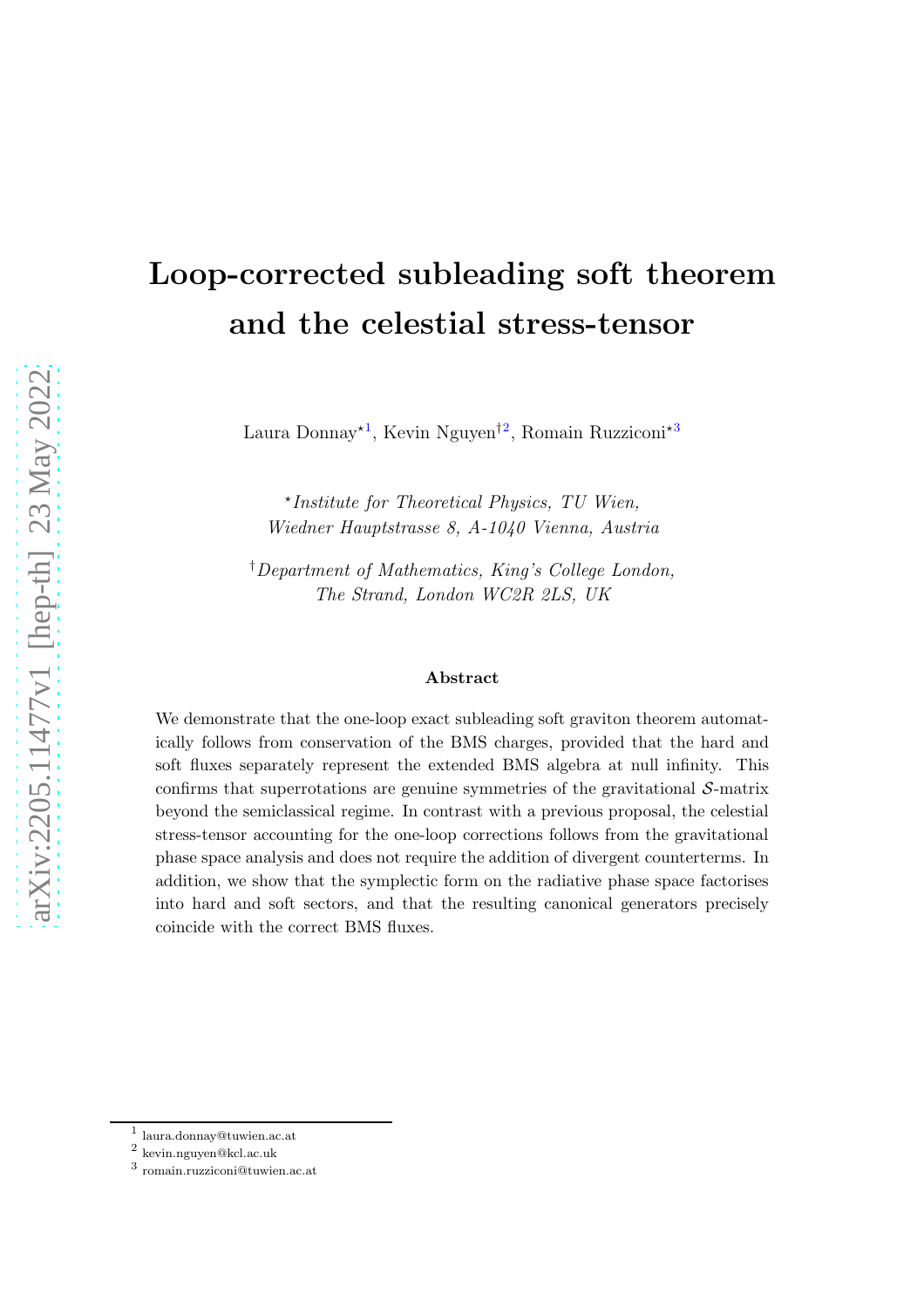# Loop-corrected subleading soft theorem and the celestial stress-tensor

Laura Donnay*[1], Kevin Nguyen†[2], Romain Ruzziconi*[3]

*Institute for Theoretical Physics, TU Wien, Wiedner Hauptstrasse 8, A-1040 Vienna, Austria*

†*Department of Mathematics, King's College London, The Strand, London WC2R 2LS, UK*

### Abstract

We demonstrate that the one-loop exact subleading soft graviton theorem automatically follows from conservation of the BMS charges, provided that the hard and soft fluxes separately represent the extended BMS algebra at null infinity. This confirms that superrotations are genuine symmetries of the gravitational $\mathcal{S}$-matrix beyond the semiclassical regime. In contrast with a previous proposal, the celestial stress-tensor accounting for the one-loop corrections follows from the gravitational phase space analysis and does not require the addition of divergent counterterms. In addition, we show that the symplectic form on the radiative phase space factorises into hard and soft sectors, and that the resulting canonical generators precisely coincide with the correct BMS fluxes.

[1] laura.donnay@tuwien.ac.at

[2] kevin.nguyen@kcl.ac.uk

[3] romain.ruzziconi@tuwien.ac.at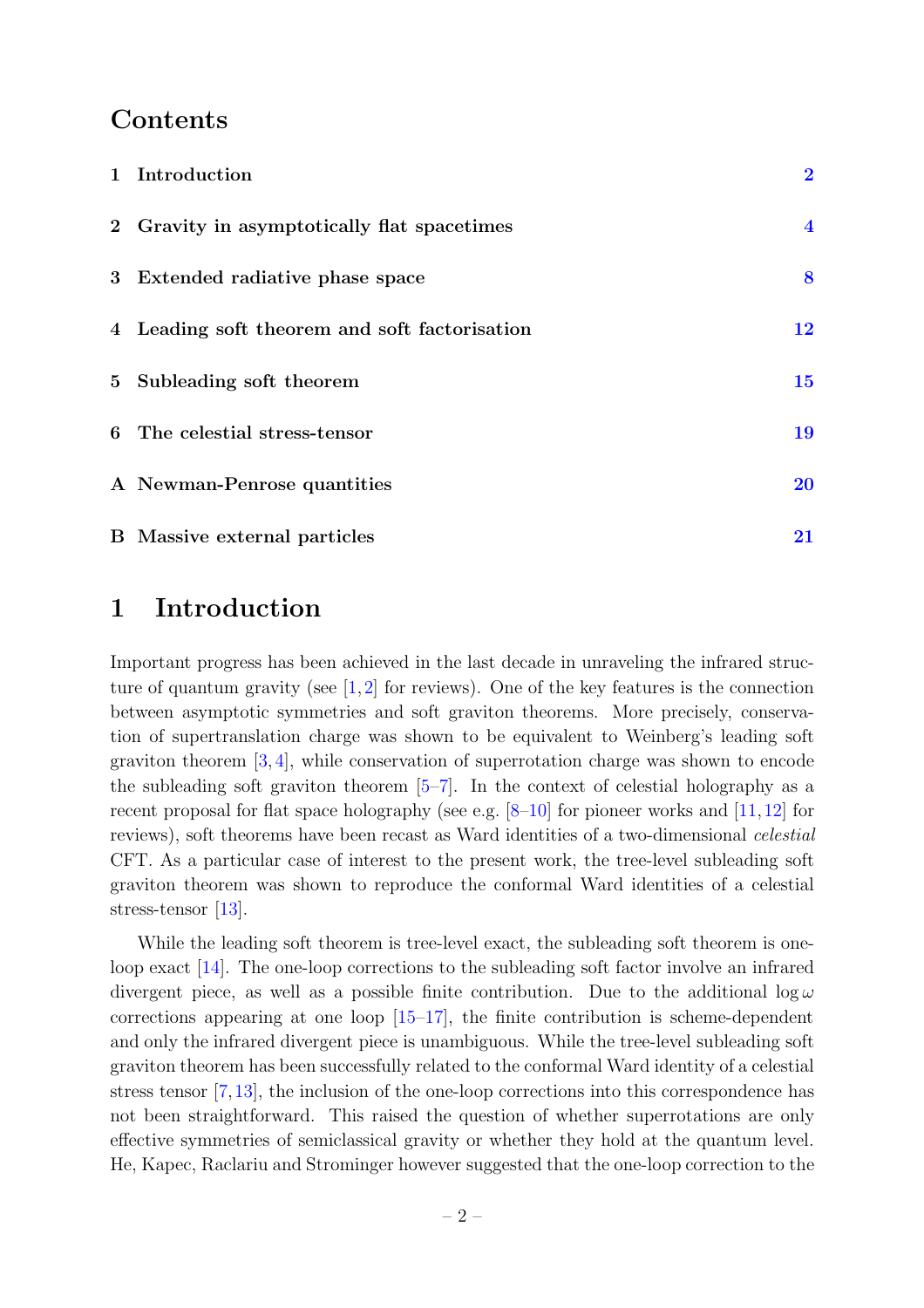# Contents

| | | |
|---|---|---|
| 1 | Introduction | 2 |
| 2 | Gravity in asymptotically flat spacetimes | 4 |
| 3 | Extended radiative phase space | 8 |
| 4 | Leading soft theorem and soft factorisation | 12 |
| 5 | Subleading soft theorem | 15 |
| 6 | The celestial stress-tensor | 19 |
| A | Newman-Penrose quantities | 20 |
| B | Massive external particles | 21 |

# 1 Introduction

Important progress has been achieved in the last decade in unraveling the infrared structure of quantum gravity (see [1, 2] for reviews). One of the key features is the connection between asymptotic symmetries and soft graviton theorems. More precisely, conservation of supertranslation charge was shown to be equivalent to Weinberg's leading soft graviton theorem [3, 4], while conservation of superrotation charge was shown to encode the subleading soft graviton theorem [5–7]. In the context of celestial holography as a recent proposal for flat space holography (see e.g. [8–10] for pioneer works and [11, 12] for reviews), soft theorems have been recast as Ward identities of a two-dimensional *celestial* CFT. As a particular case of interest to the present work, the tree-level subleading soft graviton theorem was shown to reproduce the conformal Ward identities of a celestial stress-tensor [13].

While the leading soft theorem is tree-level exact, the subleading soft theorem is one-loop exact [14]. The one-loop corrections to the subleading soft factor involve an infrared divergent piece, as well as a possible finite contribution. Due to the additional $\log \omega$ corrections appearing at one loop [15–17], the finite contribution is scheme-dependent and only the infrared divergent piece is unambiguous. While the tree-level subleading soft graviton theorem has been successfully related to the conformal Ward identity of a celestial stress tensor [7, 13], the inclusion of the one-loop corrections into this correspondence has not been straightforward. This raised the question of whether superrotations are only effective symmetries of semiclassical gravity or whether they hold at the quantum level. He, Kapec, Raclariu and Strominger however suggested that the one-loop correction to the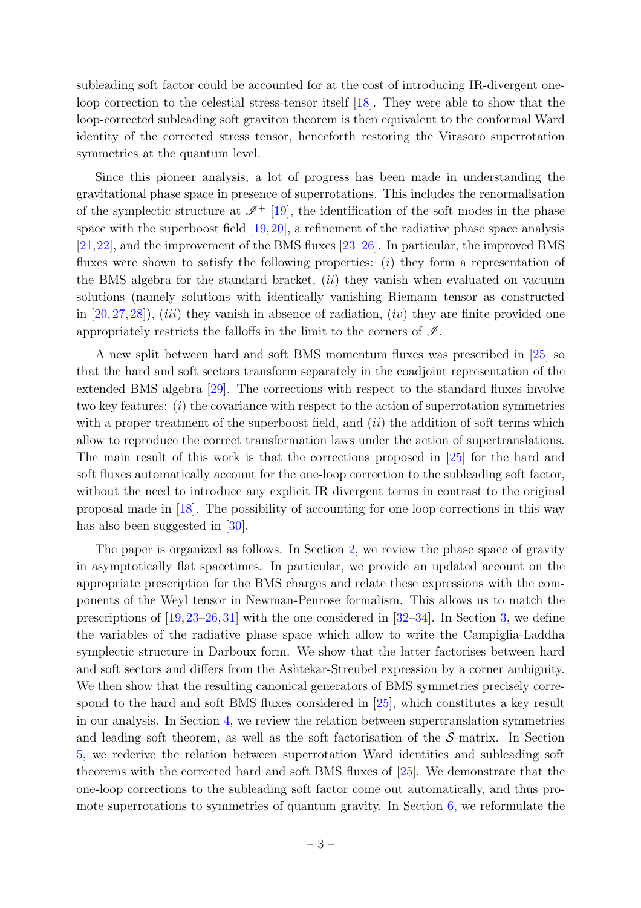subleading soft factor could be accounted for at the cost of introducing IR-divergent one-loop correction to the celestial stress-tensor itself [18]. They were able to show that the loop-corrected subleading soft graviton theorem is then equivalent to the conformal Ward identity of the corrected stress tensor, henceforth restoring the Virasoro superrotation symmetries at the quantum level.

Since this pioneer analysis, a lot of progress has been made in understanding the gravitational phase space in presence of superrotations. This includes the renormalisation of the symplectic structure at $\mathscr{I}^+$ [19], the identification of the soft modes in the phase space with the superboost field [19,20], a refinement of the radiative phase space analysis [21,22], and the improvement of the BMS fluxes [23–26]. In particular, the improved BMS fluxes were shown to satisfy the following properties: $(i)$ they form a representation of the BMS algebra for the standard bracket, $(ii)$ they vanish when evaluated on vacuum solutions (namely solutions with identically vanishing Riemann tensor as constructed in [20,27,28]), $(iii)$ they vanish in absence of radiation, $(iv)$ they are finite provided one appropriately restricts the falloffs in the limit to the corners of $\mathscr{I}$.

A new split between hard and soft BMS momentum fluxes was prescribed in [25] so that the hard and soft sectors transform separately in the coadjoint representation of the extended BMS algebra [29]. The corrections with respect to the standard fluxes involve two key features: $(i)$ the covariance with respect to the action of superrotation symmetries with a proper treatment of the superboost field, and $(ii)$ the addition of soft terms which allow to reproduce the correct transformation laws under the action of supertranslations. The main result of this work is that the corrections proposed in [25] for the hard and soft fluxes automatically account for the one-loop correction to the subleading soft factor, without the need to introduce any explicit IR divergent terms in contrast to the original proposal made in [18]. The possibility of accounting for one-loop corrections in this way has also been suggested in [30].

The paper is organized as follows. In Section 2, we review the phase space of gravity in asymptotically flat spacetimes. In particular, we provide an updated account on the appropriate prescription for the BMS charges and relate these expressions with the components of the Weyl tensor in Newman-Penrose formalism. This allows us to match the prescriptions of [19,23–26,31] with the one considered in [32–34]. In Section 3, we define the variables of the radiative phase space which allow to write the Campiglia-Laddha symplectic structure in Darboux form. We show that the latter factorises between hard and soft sectors and differs from the Ashtekar-Streubel expression by a corner ambiguity. We then show that the resulting canonical generators of BMS symmetries precisely correspond to the hard and soft BMS fluxes considered in [25], which constitutes a key result in our analysis. In Section 4, we review the relation between supertranslation symmetries and leading soft theorem, as well as the soft factorisation of the $\mathcal{S}$-matrix. In Section 5, we rederive the relation between superrotation Ward identities and subleading soft theorems with the corrected hard and soft BMS fluxes of [25]. We demonstrate that the one-loop corrections to the subleading soft factor come out automatically, and thus promote superrotations to symmetries of quantum gravity. In Section 6, we reformulate the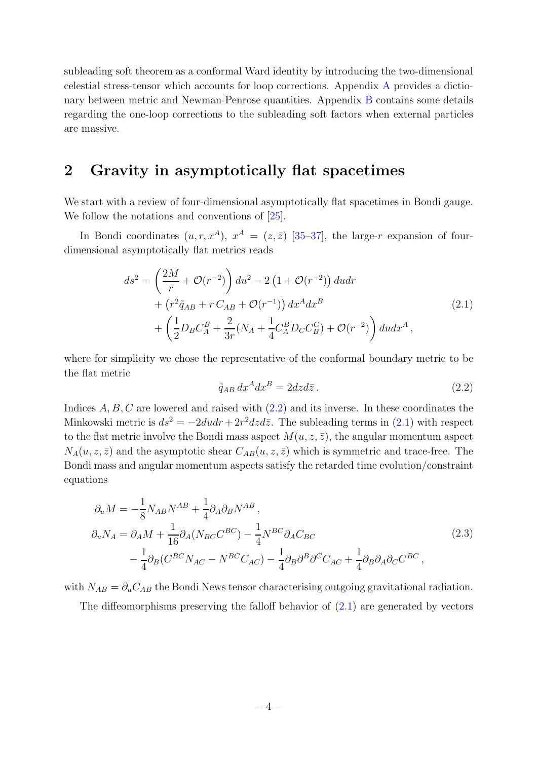subleading soft theorem as a conformal Ward identity by introducing the two-dimensional celestial stress-tensor which accounts for loop corrections. Appendix A provides a dictionary between metric and Newman-Penrose quantities. Appendix B contains some details regarding the one-loop corrections to the subleading soft factors when external particles are massive.

# 2 Gravity in asymptotically flat spacetimes

We start with a review of four-dimensional asymptotically flat spacetimes in Bondi gauge. We follow the notations and conventions of [25].

In Bondi coordinates $(u, r, x^A)$, $x^A = (z, \bar{z})$ [35–37], the large-$r$ expansion of four-dimensional asymptotically flat metrics reads

$$
\begin{aligned}
ds^2 = &\left(\frac{2M}{r} + \mathcal{O}(r^{-2})\right) du^2 - 2\left(1 + \mathcal{O}(r^{-2})\right) du dr \\
&+ \left(r^2 \mathring{q}_{AB} + r\, C_{AB} + \mathcal{O}(r^{-1})\right) dx^A dx^B \\
&+ \left(\frac{1}{2} D_B C^B_A + \frac{2}{3r}(N_A + \frac{1}{4} C^B_A D_C C^C_B) + \mathcal{O}(r^{-2})\right) du dx^A \,,
\end{aligned}
\tag{2.1}
$$

where for simplicity we chose the representative of the conformal boundary metric to be the flat metric

$$
\mathring{q}_{AB}\, dx^A dx^B = 2 dz d\bar{z} \,. \tag{2.2}
$$

Indices $A, B, C$ are lowered and raised with (2.2) and its inverse. In these coordinates the Minkowski metric is $ds^2 = -2du dr + 2r^2 dz d\bar{z}$. The subleading terms in (2.1) with respect to the flat metric involve the Bondi mass aspect $M(u, z, \bar{z})$, the angular momentum aspect $N_A(u, z, \bar{z})$ and the asymptotic shear $C_{AB}(u, z, \bar{z})$ which is symmetric and trace-free. The Bondi mass and angular momentum aspects satisfy the retarded time evolution/constraint equations

$$
\begin{aligned}
\partial_u M &= -\frac{1}{8} N_{AB} N^{AB} + \frac{1}{4} \partial_A \partial_B N^{AB} \,, \\
\partial_u N_A &= \partial_A M + \frac{1}{16} \partial_A (N_{BC} C^{BC}) - \frac{1}{4} N^{BC} \partial_A C_{BC} \\
&\quad - \frac{1}{4} \partial_B (C^{BC} N_{AC} - N^{BC} C_{AC}) - \frac{1}{4} \partial_B \partial^B \partial^C C_{AC} + \frac{1}{4} \partial_B \partial_A \partial_C C^{BC} \,,
\end{aligned}
\tag{2.3}
$$

with $N_{AB} = \partial_u C_{AB}$ the Bondi News tensor characterising outgoing gravitational radiation.

The diffeomorphisms preserving the falloff behavior of (2.1) are generated by vectors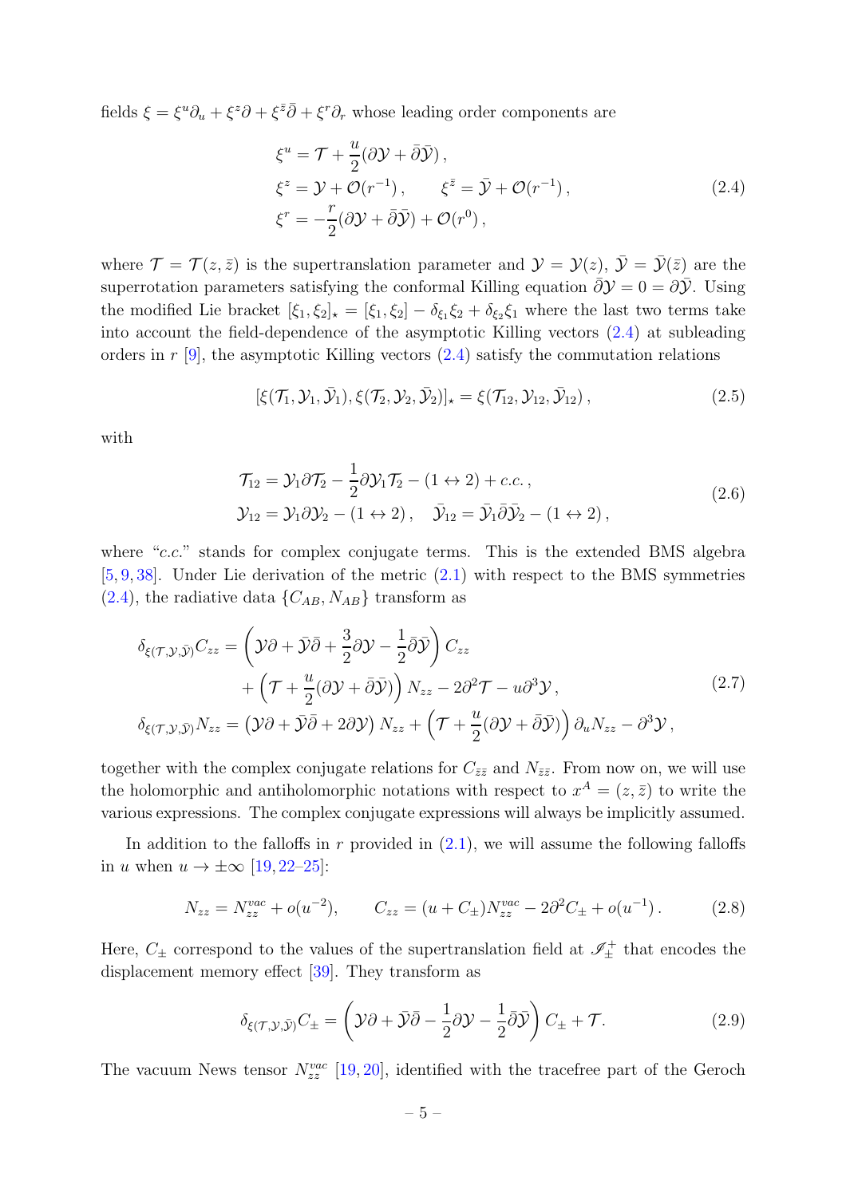fields $\xi = \xi^u \partial_u + \xi^z \partial + \xi^{\bar{z}} \bar{\partial} + \xi^r \partial_r$ whose leading order components are

$$
\begin{aligned}
&\xi^u = \mathcal{T} + \frac{u}{2}(\partial \mathcal{Y} + \bar{\partial}\bar{\mathcal{Y}})\,, \\
&\xi^z = \mathcal{Y} + \mathcal{O}(r^{-1})\,, \qquad \xi^{\bar{z}} = \bar{\mathcal{Y}} + \mathcal{O}(r^{-1})\,, \\
&\xi^r = -\frac{r}{2}(\partial \mathcal{Y} + \bar{\partial}\bar{\mathcal{Y}}) + \mathcal{O}(r^0)\,,
\end{aligned}
\tag{2.4}
$$

where $\mathcal{T} = \mathcal{T}(z, \bar{z})$ is the supertranslation parameter and $\mathcal{Y} = \mathcal{Y}(z)$, $\bar{\mathcal{Y}} = \bar{\mathcal{Y}}(\bar{z})$ are the superrotation parameters satisfying the conformal Killing equation $\bar{\partial}\mathcal{Y} = 0 = \partial\bar{\mathcal{Y}}$. Using the modified Lie bracket $[\xi_1, \xi_2]_\star = [\xi_1, \xi_2] - \delta_{\xi_1}\xi_2 + \delta_{\xi_2}\xi_1$ where the last two terms take into account the field-dependence of the asymptotic Killing vectors (2.4) at subleading orders in $r$ [9], the asymptotic Killing vectors (2.4) satisfy the commutation relations

$$
[\xi(\mathcal{T}_1, \mathcal{Y}_1, \bar{\mathcal{Y}}_1), \xi(\mathcal{T}_2, \mathcal{Y}_2, \bar{\mathcal{Y}}_2)]_\star = \xi(\mathcal{T}_{12}, \mathcal{Y}_{12}, \bar{\mathcal{Y}}_{12})\,,
\tag{2.5}
$$

with

$$
\begin{aligned}
&\mathcal{T}_{12} = \mathcal{Y}_1 \partial \mathcal{T}_2 - \frac{1}{2}\partial \mathcal{Y}_1 \mathcal{T}_2 - (1 \leftrightarrow 2) + c.c.\,, \\
&\mathcal{Y}_{12} = \mathcal{Y}_1 \partial \mathcal{Y}_2 - (1 \leftrightarrow 2)\,, \quad \bar{\mathcal{Y}}_{12} = \bar{\mathcal{Y}}_1 \bar{\partial} \bar{\mathcal{Y}}_2 - (1 \leftrightarrow 2)\,,
\end{aligned}
\tag{2.6}
$$

where "*c.c.*" stands for complex conjugate terms. This is the extended BMS algebra [5, 9, 38]. Under Lie derivation of the metric (2.1) with respect to the BMS symmetries (2.4), the radiative data $\{C_{AB}, N_{AB}\}$ transform as

$$
\begin{aligned}
\delta_{\xi(\mathcal{T},\mathcal{Y},\bar{\mathcal{Y}})} C_{zz} &= \left(\mathcal{Y}\partial + \bar{\mathcal{Y}}\bar{\partial} + \frac{3}{2}\partial\mathcal{Y} - \frac{1}{2}\bar{\partial}\bar{\mathcal{Y}}\right) C_{zz} \\
&\quad + \left(\mathcal{T} + \frac{u}{2}(\partial\mathcal{Y} + \bar{\partial}\bar{\mathcal{Y}})\right) N_{zz} - 2\partial^2\mathcal{T} - u\partial^3\mathcal{Y}\,, \\
\delta_{\xi(\mathcal{T},\mathcal{Y},\bar{\mathcal{Y}})} N_{zz} &= \left(\mathcal{Y}\partial + \bar{\mathcal{Y}}\bar{\partial} + 2\partial\mathcal{Y}\right) N_{zz} + \left(\mathcal{T} + \frac{u}{2}(\partial\mathcal{Y} + \bar{\partial}\bar{\mathcal{Y}})\right) \partial_u N_{zz} - \partial^3\mathcal{Y}\,,
\end{aligned}
\tag{2.7}
$$

together with the complex conjugate relations for $C_{\bar{z}\bar{z}}$ and $N_{\bar{z}\bar{z}}$. From now on, we will use the holomorphic and antiholomorphic notations with respect to $x^A = (z, \bar{z})$ to write the various expressions. The complex conjugate expressions will always be implicitly assumed.

In addition to the falloffs in $r$ provided in (2.1), we will assume the following falloffs in $u$ when $u \to \pm\infty$ [19, 22–25]:

$$
N_{zz} = N^{vac}_{zz} + o(u^{-2}), \qquad C_{zz} = (u + C_\pm)N^{vac}_{zz} - 2\partial^2 C_\pm + o(u^{-1})\,.
\tag{2.8}
$$

Here, $C_\pm$ correspond to the values of the supertranslation field at $\mathscr{I}^+_\pm$ that encodes the displacement memory effect [39]. They transform as

$$
\delta_{\xi(\mathcal{T},\mathcal{Y},\bar{\mathcal{Y}})} C_\pm = \left(\mathcal{Y}\partial + \bar{\mathcal{Y}}\bar{\partial} - \frac{1}{2}\partial\mathcal{Y} - \frac{1}{2}\bar{\partial}\bar{\mathcal{Y}}\right) C_\pm + \mathcal{T}.
\tag{2.9}
$$

The vacuum News tensor $N^{vac}_{zz}$ [19, 20], identified with the tracefree part of the Geroch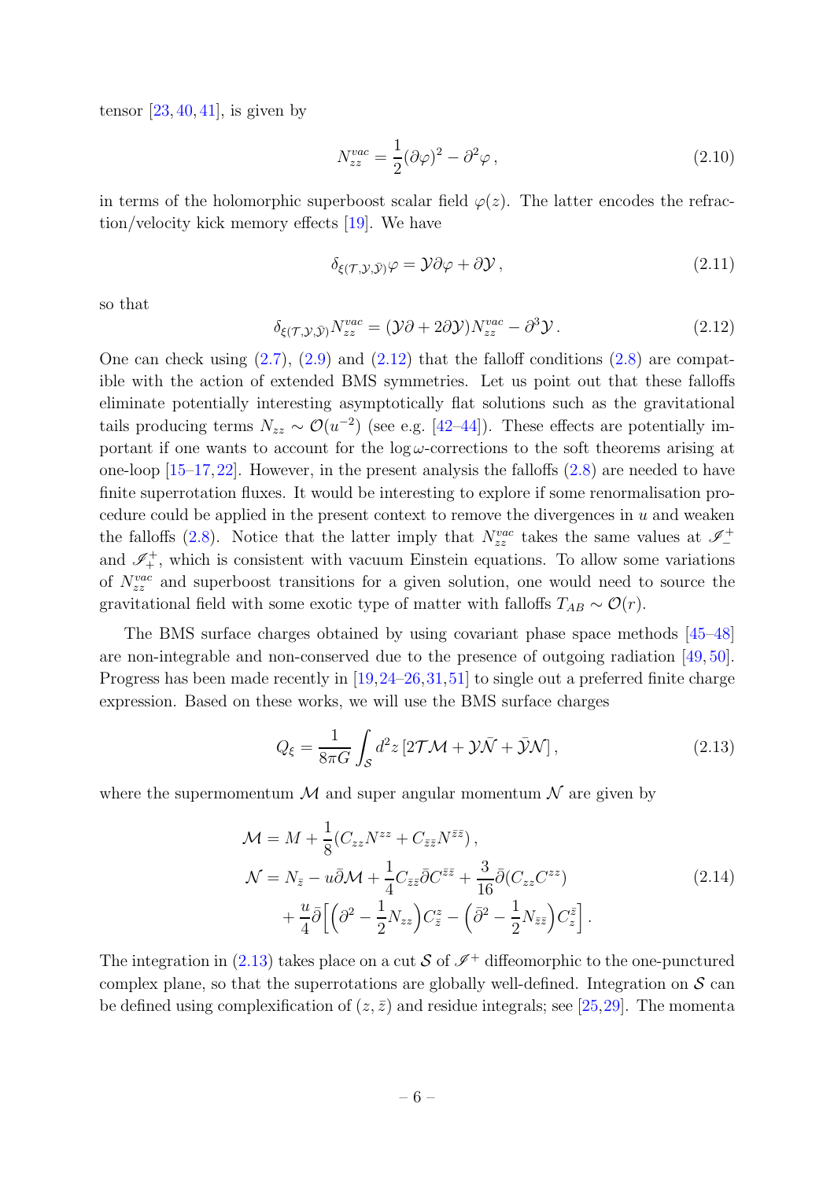tensor [23, 40, 41], is given by

$$N_{zz}^{vac} = \frac{1}{2}(\partial\varphi)^2 - \partial^2\varphi\,, \tag{2.10}$$

in terms of the holomorphic superboost scalar field $\varphi(z)$. The latter encodes the refraction/velocity kick memory effects [19]. We have

$$\delta_{\xi(\mathcal{T},\mathcal{Y},\bar{\mathcal{Y}})}\varphi = \mathcal{Y}\partial\varphi + \partial\mathcal{Y}\,, \tag{2.11}$$

so that

$$\delta_{\xi(\mathcal{T},\mathcal{Y},\bar{\mathcal{Y}})}N_{zz}^{vac} = (\mathcal{Y}\partial + 2\partial\mathcal{Y})N_{zz}^{vac} - \partial^3\mathcal{Y}\,. \tag{2.12}$$

One can check using (2.7), (2.9) and (2.12) that the falloff conditions (2.8) are compatible with the action of extended BMS symmetries. Let us point out that these falloffs eliminate potentially interesting asymptotically flat solutions such as the gravitational tails producing terms $N_{zz} \sim \mathcal{O}(u^{-2})$ (see e.g. [42–44]). These effects are potentially important if one wants to account for the $\log\omega$-corrections to the soft theorems arising at one-loop [15–17, 22]. However, in the present analysis the falloffs (2.8) are needed to have finite superrotation fluxes. It would be interesting to explore if some renormalisation procedure could be applied in the present context to remove the divergences in $u$ and weaken the falloffs (2.8). Notice that the latter imply that $N_{zz}^{vac}$ takes the same values at $\mathscr{I}^+_-$ and $\mathscr{I}^+_+$, which is consistent with vacuum Einstein equations. To allow some variations of $N_{zz}^{vac}$ and superboost transitions for a given solution, one would need to source the gravitational field with some exotic type of matter with falloffs $T_{AB} \sim \mathcal{O}(r)$.

The BMS surface charges obtained by using covariant phase space methods [45–48] are non-integrable and non-conserved due to the presence of outgoing radiation [49, 50]. Progress has been made recently in [19, 24–26, 31, 51] to single out a preferred finite charge expression. Based on these works, we will use the BMS surface charges

$$Q_\xi = \frac{1}{8\pi G}\int_{\mathcal{S}} d^2z\,[2\mathcal{T}\mathcal{M} + \mathcal{Y}\bar{\mathcal{N}} + \bar{\mathcal{Y}}\mathcal{N}]\,, \tag{2.13}$$

where the supermomentum $\mathcal{M}$ and super angular momentum $\mathcal{N}$ are given by

$$\begin{aligned}
\mathcal{M} &= M + \frac{1}{8}(C_{zz}N^{zz} + C_{\bar{z}\bar{z}}N^{\bar{z}\bar{z}})\,,\\
\mathcal{N} &= N_{\bar{z}} - u\bar{\partial}\mathcal{M} + \frac{1}{4}C_{\bar{z}\bar{z}}\bar{\partial}C^{\bar{z}\bar{z}} + \frac{3}{16}\bar{\partial}(C_{zz}C^{zz})\\
&\quad + \frac{u}{4}\bar{\partial}\Big[\Big(\partial^2 - \frac{1}{2}N_{zz}\Big)C^z_{\bar{z}} - \Big(\bar{\partial}^2 - \frac{1}{2}N_{\bar{z}\bar{z}}\Big)C^{\bar{z}}_z\Big]\,.
\end{aligned} \tag{2.14}$$

The integration in (2.13) takes place on a cut $\mathcal{S}$ of $\mathscr{I}^+$ diffeomorphic to the one-punctured complex plane, so that the superrotations are globally well-defined. Integration on $\mathcal{S}$ can be defined using complexification of $(z,\bar{z})$ and residue integrals; see [25, 29]. The momenta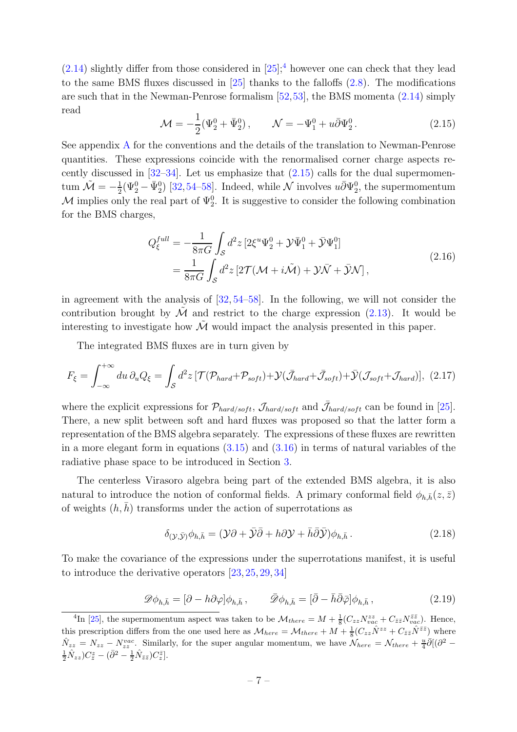(2.14) slightly differ from those considered in [25];[4] however one can check that they lead to the same BMS fluxes discussed in [25] thanks to the falloffs (2.8). The modifications are such that in the Newman-Penrose formalism [52,53], the BMS momenta (2.14) simply read

$$\mathcal{M} = -\frac{1}{2}(\Psi_2^0 + \bar{\Psi}_2^0)\,, \qquad \mathcal{N} = -\Psi_1^0 + u\bar{\partial}\Psi_2^0\,. \tag{2.15}$$

See appendix A for the conventions and the details of the translation to Newman-Penrose quantities. These expressions coincide with the renormalised corner charge aspects recently discussed in [32–34]. Let us emphasize that (2.15) calls for the dual supermomentum $\tilde{\mathcal{M}} = -\frac{1}{2}(\Psi_2^0 - \bar{\Psi}_2^0)$ [32,54–58]. Indeed, while $\mathcal{N}$ involves $u\bar{\partial}\Psi_2^0$, the supermomentum $\mathcal{M}$ implies only the real part of $\Psi_2^0$. It is suggestive to consider the following combination for the BMS charges,

$$\begin{aligned} Q_\xi^{full} &= -\frac{1}{8\pi G}\int_{\mathcal{S}} d^2z\,[2\xi^u\Psi_2^0 + \mathcal{Y}\bar{\Psi}_1^0 + \bar{\mathcal{Y}}\Psi_1^0] \\ &= \frac{1}{8\pi G}\int_{\mathcal{S}} d^2z\,[2\mathcal{T}(\mathcal{M} + i\tilde{\mathcal{M}}) + \mathcal{Y}\bar{\mathcal{N}} + \bar{\mathcal{Y}}\mathcal{N}]\,, \end{aligned} \tag{2.16}$$

in agreement with the analysis of [32,54–58]. In the following, we will not consider the contribution brought by $\tilde{\mathcal{M}}$ and restrict to the charge expression (2.13). It would be interesting to investigate how $\tilde{\mathcal{M}}$ would impact the analysis presented in this paper.

The integrated BMS fluxes are in turn given by

$$F_\xi = \int_{-\infty}^{+\infty} du\,\partial_u Q_\xi = \int_{\mathcal{S}} d^2z\,[\mathcal{T}(\mathcal{P}_{hard}+\mathcal{P}_{soft})+\mathcal{Y}(\bar{\mathcal{J}}_{hard}+\bar{\mathcal{J}}_{soft})+\bar{\mathcal{Y}}(\mathcal{J}_{soft}+\mathcal{J}_{hard})], \tag{2.17}$$

where the explicit expressions for $\mathcal{P}_{hard/soft}$, $\mathcal{J}_{hard/soft}$ and $\bar{\mathcal{J}}_{hard/soft}$ can be found in [25]. There, a new split between soft and hard fluxes was proposed so that the latter form a representation of the BMS algebra separately. The expressions of these fluxes are rewritten in a more elegant form in equations (3.15) and (3.16) in terms of natural variables of the radiative phase space to be introduced in Section 3.

The centerless Virasoro algebra being part of the extended BMS algebra, it is also natural to introduce the notion of conformal fields. A primary conformal field $\phi_{h,\bar{h}}(z,\bar{z})$ of weights $(h,\bar{h})$ transforms under the action of superrotations as

$$\delta_{(\mathcal{Y},\bar{\mathcal{Y}})}\phi_{h,\bar{h}} = (\mathcal{Y}\partial + \bar{\mathcal{Y}}\bar{\partial} + h\partial\mathcal{Y} + \bar{h}\bar{\partial}\bar{\mathcal{Y}})\phi_{h,\bar{h}}\,. \tag{2.18}$$

To make the covariance of the expressions under the superrotations manifest, it is useful to introduce the derivative operators [23,25,29,34]

$$\mathscr{D}\phi_{h,\bar{h}} = [\partial - h\partial\varphi]\phi_{h,\bar{h}}\,, \qquad \bar{\mathscr{D}}\phi_{h,\bar{h}} = [\bar{\partial} - \bar{h}\bar{\partial}\bar{\varphi}]\phi_{h,\bar{h}}\,, \tag{2.19}$$

---

[4] In [25], the supermomentum aspect was taken to be $\mathcal{M}_{there} = M + \frac{1}{8}(C_{zz}N^{zz}_{vac} + C_{\bar{z}\bar{z}}N^{\bar{z}\bar{z}}_{vac})$. Hence, this prescription differs from the one used here as $\mathcal{M}_{here} = \mathcal{M}_{there} + M + \frac{1}{8}(C_{zz}\hat{N}^{zz} + C_{\bar{z}\bar{z}}\hat{N}^{\bar{z}\bar{z}})$ where $\hat{N}_{zz} = N_{zz} - N^{vac}_{zz}$. Similarly, for the super angular momentum, we have $\mathcal{N}_{here} = \mathcal{N}_{there} + \frac{u}{4}\bar{\partial}[(\partial^2 - \frac{1}{2}\hat{N}_{zz})C^z_{\bar{z}} - (\bar{\partial}^2 - \frac{1}{2}\hat{N}_{\bar{z}\bar{z}})C^{\bar{z}}_z]$.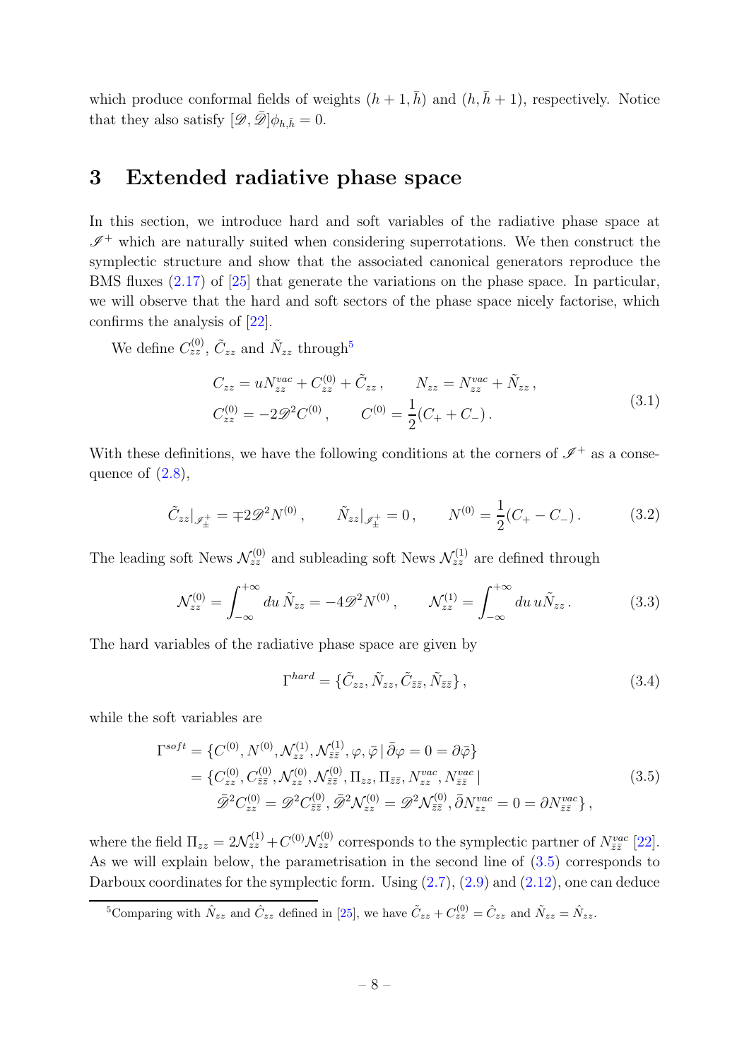which produce conformal fields of weights $(h+1, \bar{h})$ and $(h, \bar{h}+1)$, respectively. Notice that they also satisfy $[\mathscr{D}, \bar{\mathscr{D}}]\phi_{h,\bar{h}} = 0$.

# 3 Extended radiative phase space

In this section, we introduce hard and soft variables of the radiative phase space at $\mathscr{I}^+$ which are naturally suited when considering superrotations. We then construct the symplectic structure and show that the associated canonical generators reproduce the BMS fluxes (2.17) of [25] that generate the variations on the phase space. In particular, we will observe that the hard and soft sectors of the phase space nicely factorise, which confirms the analysis of [22].

We define $C^{(0)}_{zz}$, $\tilde{C}_{zz}$ and $\tilde{N}_{zz}$ through[5]

$$
\begin{aligned}
&C_{zz} = u N^{vac}_{zz} + C^{(0)}_{zz} + \tilde{C}_{zz}\,, \qquad N_{zz} = N^{vac}_{zz} + \tilde{N}_{zz}\,, \\
&C^{(0)}_{zz} = -2\mathscr{D}^2 C^{(0)}\,, \qquad C^{(0)} = \frac{1}{2}(C_+ + C_-)\,.
\end{aligned}
\tag{3.1}
$$

With these definitions, we have the following conditions at the corners of $\mathscr{I}^+$ as a consequence of (2.8),

$$
\tilde{C}_{zz}|_{\mathscr{I}^+_\pm} = \mp 2\mathscr{D}^2 N^{(0)}\,, \qquad \tilde{N}_{zz}|_{\mathscr{I}^+_\pm} = 0\,, \qquad N^{(0)} = \frac{1}{2}(C_+ - C_-)\,.
\tag{3.2}
$$

The leading soft News $\mathcal{N}^{(0)}_{zz}$ and subleading soft News $\mathcal{N}^{(1)}_{zz}$ are defined through

$$
\mathcal{N}^{(0)}_{zz} = \int_{-\infty}^{+\infty} du\, \tilde{N}_{zz} = -4\mathscr{D}^2 N^{(0)}\,, \qquad \mathcal{N}^{(1)}_{zz} = \int_{-\infty}^{+\infty} du\, u\tilde{N}_{zz}\,.
\tag{3.3}
$$

The hard variables of the radiative phase space are given by

$$
\Gamma^{hard} = \{\tilde{C}_{zz}, \tilde{N}_{zz}, \tilde{C}_{\bar{z}\bar{z}}, \tilde{N}_{\bar{z}\bar{z}}\}\,,
\tag{3.4}
$$

while the soft variables are

$$
\begin{aligned}
\Gamma^{soft} &= \{C^{(0)}, N^{(0)}, \mathcal{N}^{(1)}_{zz}, \mathcal{N}^{(1)}_{\bar{z}\bar{z}}, \varphi, \bar{\varphi}\,|\, \bar{\partial}\varphi = 0 = \partial\bar{\varphi}\} \\
&= \{C^{(0)}_{zz}, C^{(0)}_{\bar{z}\bar{z}}, \mathcal{N}^{(0)}_{zz}, \mathcal{N}^{(0)}_{\bar{z}\bar{z}}, \Pi_{zz}, \Pi_{\bar{z}\bar{z}}, N^{vac}_{zz}, N^{vac}_{\bar{z}\bar{z}}\,| \\
&\qquad \bar{\mathscr{D}}^2 C^{(0)}_{zz} = \mathscr{D}^2 C^{(0)}_{\bar{z}\bar{z}}, \bar{\mathscr{D}}^2 \mathcal{N}^{(0)}_{zz} = \mathscr{D}^2 \mathcal{N}^{(0)}_{\bar{z}\bar{z}}, \bar{\partial} N^{vac}_{zz} = 0 = \partial N^{vac}_{\bar{z}\bar{z}}\}\,,
\end{aligned}
\tag{3.5}
$$

where the field $\Pi_{zz} = 2\mathcal{N}^{(1)}_{zz} + C^{(0)}\mathcal{N}^{(0)}_{zz}$ corresponds to the symplectic partner of $N^{vac}_{\bar{z}\bar{z}}$ [22]. As we will explain below, the parametrisation in the second line of (3.5) corresponds to Darboux coordinates for the symplectic form. Using (2.7), (2.9) and (2.12), one can deduce

---

[5] Comparing with $\hat{N}_{zz}$ and $\hat{C}_{zz}$ defined in [25], we have $\tilde{C}_{zz} + C^{(0)}_{zz} = \hat{C}_{zz}$ and $\tilde{N}_{zz} = \hat{N}_{zz}$.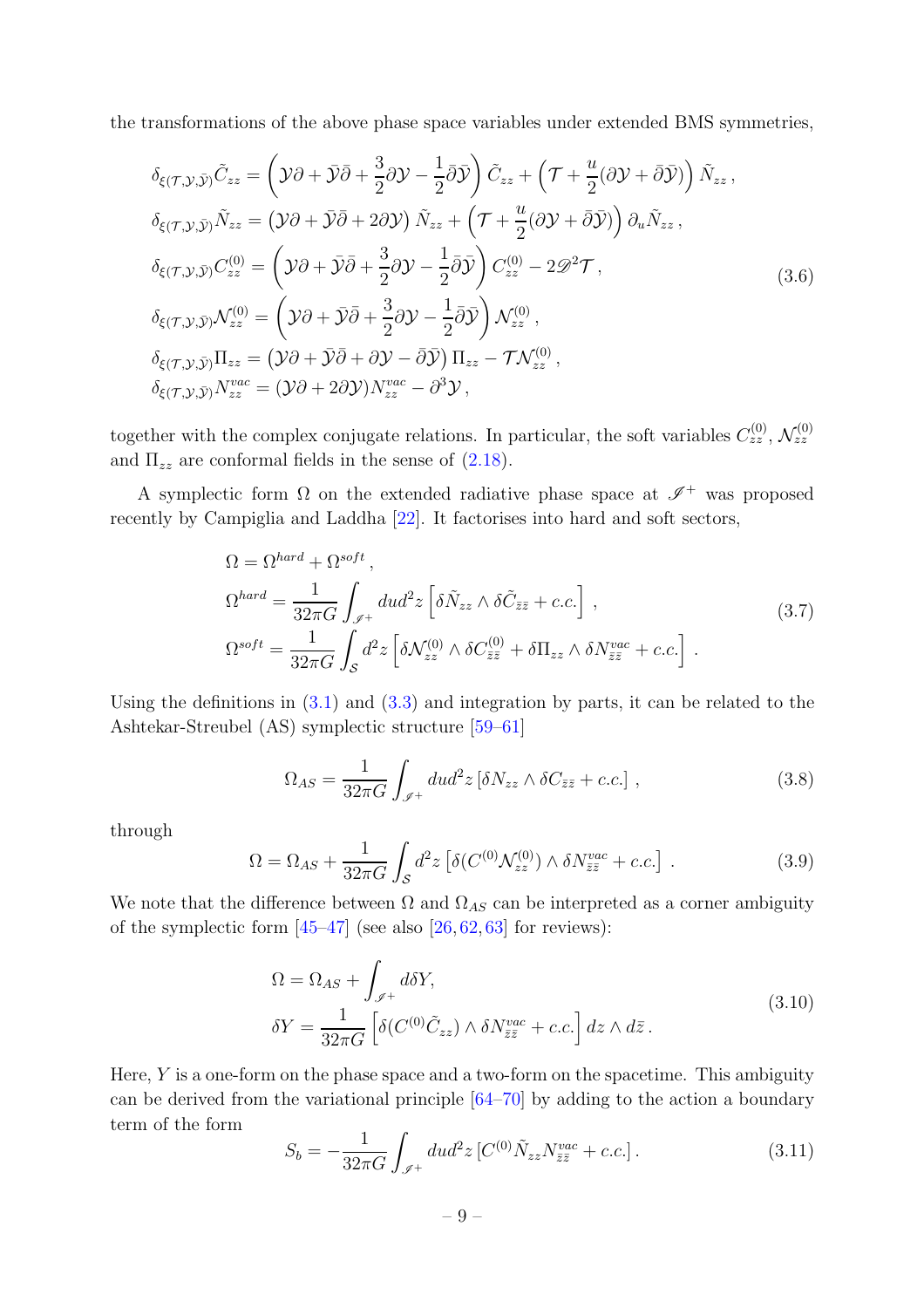the transformations of the above phase space variables under extended BMS symmetries,

$$
\begin{aligned}
\delta_{\xi(\mathcal{T},\mathcal{Y},\bar{\mathcal{Y}})}\tilde{C}_{zz} &= \left(\mathcal{Y}\partial + \bar{\mathcal{Y}}\bar{\partial} + \frac{3}{2}\partial\mathcal{Y} - \frac{1}{2}\bar{\partial}\bar{\mathcal{Y}}\right)\tilde{C}_{zz} + \left(\mathcal{T} + \frac{u}{2}(\partial\mathcal{Y} + \bar{\partial}\bar{\mathcal{Y}})\right)\tilde{N}_{zz}\,,\\
\delta_{\xi(\mathcal{T},\mathcal{Y},\bar{\mathcal{Y}})}\tilde{N}_{zz} &= \left(\mathcal{Y}\partial + \bar{\mathcal{Y}}\bar{\partial} + 2\partial\mathcal{Y}\right)\tilde{N}_{zz} + \left(\mathcal{T} + \frac{u}{2}(\partial\mathcal{Y} + \bar{\partial}\bar{\mathcal{Y}})\right)\partial_u\tilde{N}_{zz}\,,\\
\delta_{\xi(\mathcal{T},\mathcal{Y},\bar{\mathcal{Y}})}C^{(0)}_{zz} &= \left(\mathcal{Y}\partial + \bar{\mathcal{Y}}\bar{\partial} + \frac{3}{2}\partial\mathcal{Y} - \frac{1}{2}\bar{\partial}\bar{\mathcal{Y}}\right)C^{(0)}_{zz} - 2\mathscr{D}^2\mathcal{T}\,,\\
\delta_{\xi(\mathcal{T},\mathcal{Y},\bar{\mathcal{Y}})}\mathcal{N}^{(0)}_{zz} &= \left(\mathcal{Y}\partial + \bar{\mathcal{Y}}\bar{\partial} + \frac{3}{2}\partial\mathcal{Y} - \frac{1}{2}\bar{\partial}\bar{\mathcal{Y}}\right)\mathcal{N}^{(0)}_{zz}\,,\\
\delta_{\xi(\mathcal{T},\mathcal{Y},\bar{\mathcal{Y}})}\Pi_{zz} &= \left(\mathcal{Y}\partial + \bar{\mathcal{Y}}\bar{\partial} + \partial\mathcal{Y} - \bar{\partial}\bar{\mathcal{Y}}\right)\Pi_{zz} - \mathcal{T}\mathcal{N}^{(0)}_{zz}\,,\\
\delta_{\xi(\mathcal{T},\mathcal{Y},\bar{\mathcal{Y}})}N^{vac}_{zz} &= (\mathcal{Y}\partial + 2\partial\mathcal{Y})N^{vac}_{zz} - \partial^3\mathcal{Y}\,,
\end{aligned}
\tag{3.6}
$$

together with the complex conjugate relations. In particular, the soft variables $C^{(0)}_{zz}$, $\mathcal{N}^{(0)}_{zz}$ and $\Pi_{zz}$ are conformal fields in the sense of (2.18).

A symplectic form $\Omega$ on the extended radiative phase space at $\mathscr{I}^+$ was proposed recently by Campiglia and Laddha [22]. It factorises into hard and soft sectors,

$$
\begin{aligned}
\Omega &= \Omega^{hard} + \Omega^{soft}\,,\\
\Omega^{hard} &= \frac{1}{32\pi G}\int_{\mathscr{I}^+} du d^2z \left[\delta\tilde{N}_{zz}\wedge\delta\tilde{C}_{\bar{z}\bar{z}} + c.c.\right]\,,\\
\Omega^{soft} &= \frac{1}{32\pi G}\int_{\mathcal{S}} d^2z \left[\delta\mathcal{N}^{(0)}_{zz}\wedge\delta C^{(0)}_{\bar{z}\bar{z}} + \delta\Pi_{zz}\wedge\delta N^{vac}_{\bar{z}\bar{z}} + c.c.\right]\,.
\end{aligned}
\tag{3.7}
$$

Using the definitions in (3.1) and (3.3) and integration by parts, it can be related to the Ashtekar-Streubel (AS) symplectic structure [59–61]

$$
\Omega_{AS} = \frac{1}{32\pi G}\int_{\mathscr{I}^+} du d^2z \left[\delta N_{zz}\wedge\delta C_{\bar{z}\bar{z}} + c.c.\right]\,,
\tag{3.8}
$$

through

$$
\Omega = \Omega_{AS} + \frac{1}{32\pi G}\int_{\mathcal{S}} d^2z \left[\delta(C^{(0)}\mathcal{N}^{(0)}_{zz})\wedge\delta N^{vac}_{\bar{z}\bar{z}} + c.c.\right]\,.
\tag{3.9}
$$

We note that the difference between $\Omega$ and $\Omega_{AS}$ can be interpreted as a corner ambiguity of the symplectic form [45–47] (see also [26, 62, 63] for reviews):

$$
\begin{aligned}
\Omega &= \Omega_{AS} + \int_{\mathscr{I}^+} d\delta Y,\\
\delta Y &= \frac{1}{32\pi G}\left[\delta(C^{(0)}\tilde{C}_{zz})\wedge\delta N^{vac}_{\bar{z}\bar{z}} + c.c.\right] dz\wedge d\bar{z}\,.
\end{aligned}
\tag{3.10}
$$

Here, $Y$ is a one-form on the phase space and a two-form on the spacetime. This ambiguity can be derived from the variational principle [64–70] by adding to the action a boundary term of the form

$$
S_b = -\frac{1}{32\pi G}\int_{\mathscr{I}^+} du d^2z \left[C^{(0)}\tilde{N}_{zz}N^{vac}_{\bar{z}\bar{z}} + c.c.\right]\,.
\tag{3.11}
$$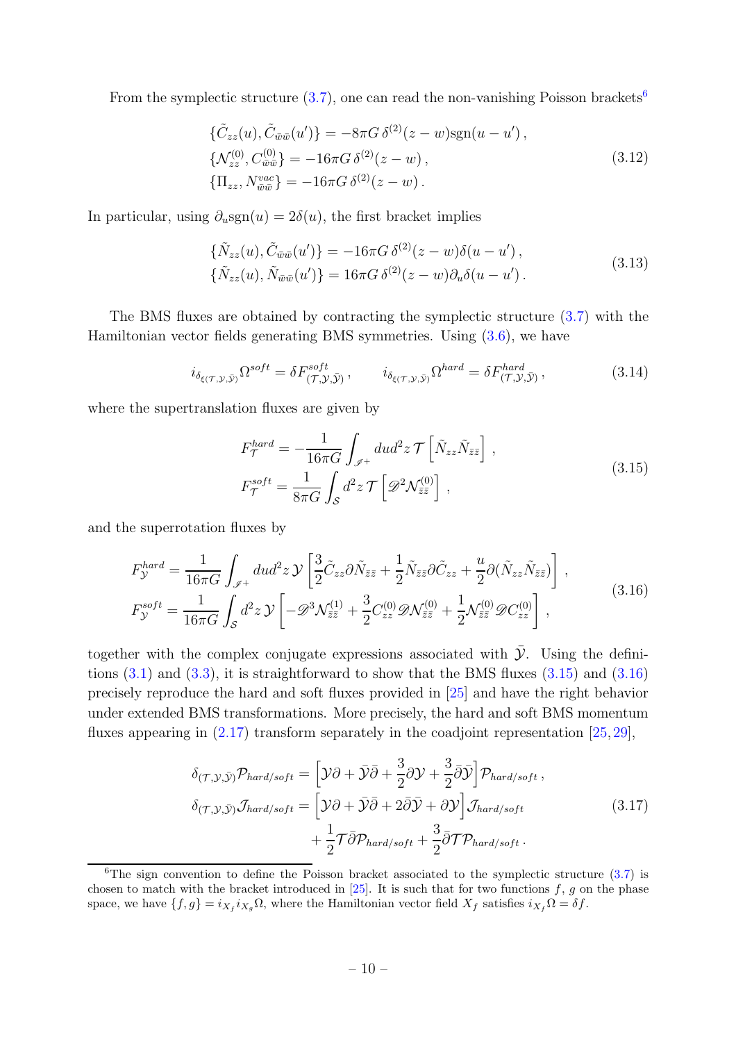From the symplectic structure (3.7), one can read the non-vanishing Poisson brackets[6]

$$
\begin{aligned}
&\{\tilde{C}_{zz}(u), \tilde{C}_{\bar{w}\bar{w}}(u')\} = -8\pi G\, \delta^{(2)}(z-w) \mathrm{sgn}(u-u')\,, \\
&\{\mathcal{N}^{(0)}_{zz}, C^{(0)}_{\bar{w}\bar{w}}\} = -16\pi G\, \delta^{(2)}(z-w)\,, \\
&\{\Pi_{zz}, N^{vac}_{\bar{w}\bar{w}}\} = -16\pi G\, \delta^{(2)}(z-w)\,.
\end{aligned}
\tag{3.12}
$$

In particular, using $\partial_u \mathrm{sgn}(u) = 2\delta(u)$, the first bracket implies

$$
\begin{aligned}
&\{\tilde{N}_{zz}(u), \tilde{C}_{\bar{w}\bar{w}}(u')\} = -16\pi G\, \delta^{(2)}(z-w)\delta(u-u')\,, \\
&\{\tilde{N}_{zz}(u), \tilde{N}_{\bar{w}\bar{w}}(u')\} = 16\pi G\, \delta^{(2)}(z-w)\partial_u\delta(u-u')\,.
\end{aligned}
\tag{3.13}
$$

The BMS fluxes are obtained by contracting the symplectic structure (3.7) with the Hamiltonian vector fields generating BMS symmetries. Using (3.6), we have

$$
i_{\delta_{\xi(\mathcal{T},\mathcal{Y},\bar{\mathcal{Y}})}}\Omega^{soft} = \delta F^{soft}_{(\mathcal{T},\mathcal{Y},\bar{\mathcal{Y}})}\,, \qquad i_{\delta_{\xi(\mathcal{T},\mathcal{Y},\bar{\mathcal{Y}})}}\Omega^{hard} = \delta F^{hard}_{(\mathcal{T},\mathcal{Y},\bar{\mathcal{Y}})}\,,
\tag{3.14}
$$

where the supertranslation fluxes are given by

$$
\begin{aligned}
&F^{hard}_{\mathcal{T}} = -\frac{1}{16\pi G}\int_{\mathscr{I}^+} du d^2z\, \mathcal{T}\left[\tilde{N}_{zz}\tilde{N}_{\bar{z}\bar{z}}\right]\,, \\
&F^{soft}_{\mathcal{T}} = \frac{1}{8\pi G}\int_{\mathcal{S}} d^2z\, \mathcal{T}\left[\mathscr{D}^2\mathcal{N}^{(0)}_{\bar{z}\bar{z}}\right]\,,
\end{aligned}
\tag{3.15}
$$

and the superrotation fluxes by

$$
\begin{aligned}
&F^{hard}_{\mathcal{Y}} = \frac{1}{16\pi G}\int_{\mathscr{I}^+} du d^2z\, \mathcal{Y}\left[\frac{3}{2}\tilde{C}_{zz}\partial\tilde{N}_{\bar{z}\bar{z}} + \frac{1}{2}\tilde{N}_{\bar{z}\bar{z}}\partial\tilde{C}_{zz} + \frac{u}{2}\partial(\tilde{N}_{zz}\tilde{N}_{\bar{z}\bar{z}})\right]\,, \\
&F^{soft}_{\mathcal{Y}} = \frac{1}{16\pi G}\int_{\mathcal{S}} d^2z\, \mathcal{Y}\left[-\mathscr{D}^3\mathcal{N}^{(1)}_{\bar{z}\bar{z}} + \frac{3}{2}C^{(0)}_{zz}\mathscr{D}\mathcal{N}^{(0)}_{\bar{z}\bar{z}} + \frac{1}{2}\mathcal{N}^{(0)}_{\bar{z}\bar{z}}\mathscr{D}C^{(0)}_{zz}\right]\,,
\end{aligned}
\tag{3.16}
$$

together with the complex conjugate expressions associated with $\bar{\mathcal{Y}}$. Using the definitions (3.1) and (3.3), it is straightforward to show that the BMS fluxes (3.15) and (3.16) precisely reproduce the hard and soft fluxes provided in [25] and have the right behavior under extended BMS transformations. More precisely, the hard and soft BMS momentum fluxes appearing in (2.17) transform separately in the coadjoint representation [25, 29],

$$
\begin{aligned}
\delta_{(\mathcal{T},\mathcal{Y},\bar{\mathcal{Y}})}\mathcal{P}_{hard/soft} &= \left[\mathcal{Y}\partial + \bar{\mathcal{Y}}\bar{\partial} + \frac{3}{2}\partial\mathcal{Y} + \frac{3}{2}\bar{\partial}\bar{\mathcal{Y}}\right]\mathcal{P}_{hard/soft}\,, \\
\delta_{(\mathcal{T},\mathcal{Y},\bar{\mathcal{Y}})}\mathcal{J}_{hard/soft} &= \left[\mathcal{Y}\partial + \bar{\mathcal{Y}}\bar{\partial} + 2\bar{\partial}\bar{\mathcal{Y}} + \partial\mathcal{Y}\right]\mathcal{J}_{hard/soft} \\
&\quad + \frac{1}{2}\mathcal{T}\bar{\partial}\mathcal{P}_{hard/soft} + \frac{3}{2}\bar{\partial}\mathcal{T}\mathcal{P}_{hard/soft}\,.
\end{aligned}
\tag{3.17}
$$

[6] The sign convention to define the Poisson bracket associated to the symplectic structure (3.7) is chosen to match with the bracket introduced in [25]. It is such that for two functions $f$, $g$ on the phase space, we have $\{f, g\} = i_{X_f} i_{X_g}\Omega$, where the Hamiltonian vector field $X_f$ satisfies $i_{X_f}\Omega = \delta f$.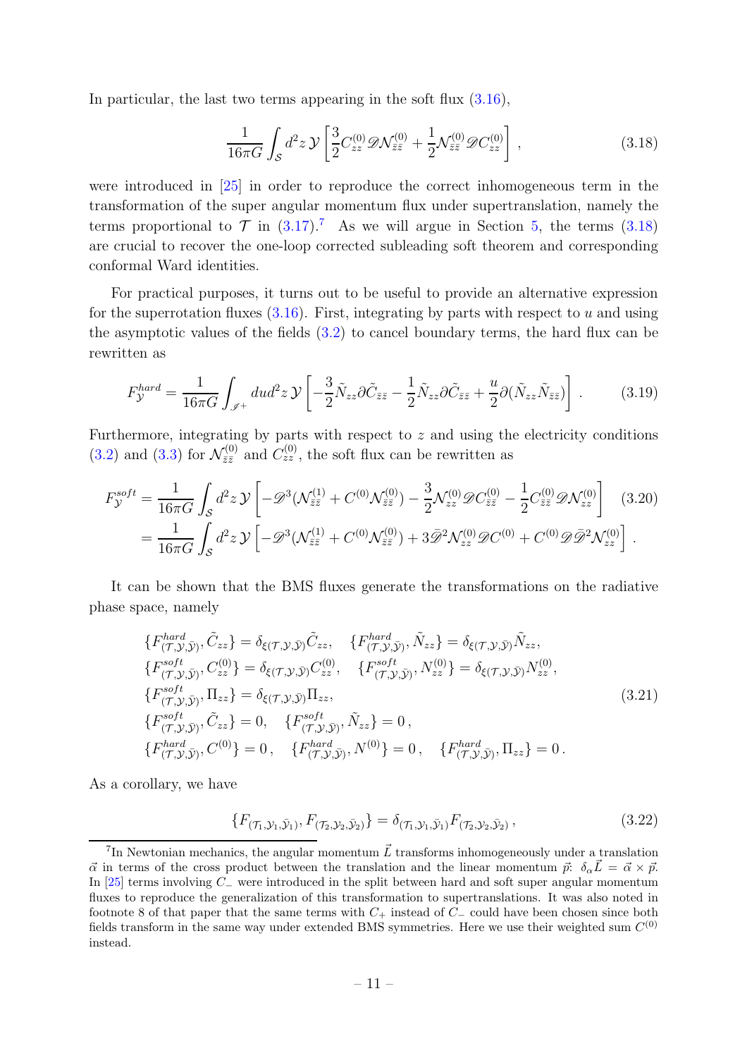In particular, the last two terms appearing in the soft flux (3.16),

$$\frac{1}{16\pi G}\int_{\mathcal{S}} d^2z\,\mathcal{Y}\left[\frac{3}{2}C^{(0)}_{zz}\mathscr{D}\mathcal{N}^{(0)}_{\bar{z}\bar{z}}+\frac{1}{2}\mathcal{N}^{(0)}_{\bar{z}\bar{z}}\mathscr{D}C^{(0)}_{zz}\right]\,, \tag{3.18}$$

were introduced in [25] in order to reproduce the correct inhomogeneous term in the transformation of the super angular momentum flux under supertranslation, namely the terms proportional to $\mathcal{T}$ in (3.17).[7] As we will argue in Section 5, the terms (3.18) are crucial to recover the one-loop corrected subleading soft theorem and corresponding conformal Ward identities.

For practical purposes, it turns out to be useful to provide an alternative expression for the superrotation fluxes (3.16). First, integrating by parts with respect to $u$ and using the asymptotic values of the fields (3.2) to cancel boundary terms, the hard flux can be rewritten as

$$F^{hard}_{\mathcal{Y}}=\frac{1}{16\pi G}\int_{\mathscr{I}^+} du d^2z\,\mathcal{Y}\left[-\frac{3}{2}\tilde{N}_{zz}\partial\tilde{C}_{\bar{z}\bar{z}}-\frac{1}{2}\tilde{N}_{zz}\partial\tilde{C}_{\bar{z}\bar{z}}+\frac{u}{2}\partial(\tilde{N}_{zz}\tilde{N}_{\bar{z}\bar{z}})\right]\,. \tag{3.19}$$

Furthermore, integrating by parts with respect to $z$ and using the electricity conditions (3.2) and (3.3) for $\mathcal{N}^{(0)}_{\bar{z}\bar{z}}$ and $C^{(0)}_{zz}$, the soft flux can be rewritten as

$$\begin{aligned}F^{soft}_{\mathcal{Y}}&=\frac{1}{16\pi G}\int_{\mathcal{S}} d^2z\,\mathcal{Y}\left[-\mathscr{D}^3(\mathcal{N}^{(1)}_{\bar{z}\bar{z}}+C^{(0)}\mathcal{N}^{(0)}_{\bar{z}\bar{z}})-\frac{3}{2}\mathcal{N}^{(0)}_{zz}\mathscr{D}C^{(0)}_{\bar{z}\bar{z}}-\frac{1}{2}C^{(0)}_{\bar{z}\bar{z}}\mathscr{D}\mathcal{N}^{(0)}_{zz}\right]\\&=\frac{1}{16\pi G}\int_{\mathcal{S}} d^2z\,\mathcal{Y}\left[-\mathscr{D}^3(\mathcal{N}^{(1)}_{\bar{z}\bar{z}}+C^{(0)}\mathcal{N}^{(0)}_{\bar{z}\bar{z}})+3\bar{\mathscr{D}}^2\mathcal{N}^{(0)}_{zz}\mathscr{D}C^{(0)}+C^{(0)}\mathscr{D}\bar{\mathscr{D}}^2\mathcal{N}^{(0)}_{zz}\right]\,.\end{aligned} \tag{3.20}$$

It can be shown that the BMS fluxes generate the transformations on the radiative phase space, namely

$$\begin{aligned}&\{F^{hard}_{(\mathcal{T},\mathcal{Y},\bar{\mathcal{Y}})},\tilde{C}_{zz}\}=\delta_{\xi(\mathcal{T},\mathcal{Y},\bar{\mathcal{Y}})}\tilde{C}_{zz},\quad \{F^{hard}_{(\mathcal{T},\mathcal{Y},\bar{\mathcal{Y}})},\tilde{N}_{zz}\}=\delta_{\xi(\mathcal{T},\mathcal{Y},\bar{\mathcal{Y}})}\tilde{N}_{zz},\\&\{F^{soft}_{(\mathcal{T},\mathcal{Y},\bar{\mathcal{Y}})},C^{(0)}_{zz}\}=\delta_{\xi(\mathcal{T},\mathcal{Y},\bar{\mathcal{Y}})}C^{(0)}_{zz},\quad \{F^{soft}_{(\mathcal{T},\mathcal{Y},\bar{\mathcal{Y}})},N^{(0)}_{zz}\}=\delta_{\xi(\mathcal{T},\mathcal{Y},\bar{\mathcal{Y}})}N^{(0)}_{zz},\\&\{F^{soft}_{(\mathcal{T},\mathcal{Y},\bar{\mathcal{Y}})},\Pi_{zz}\}=\delta_{\xi(\mathcal{T},\mathcal{Y},\bar{\mathcal{Y}})}\Pi_{zz},\\&\{F^{soft}_{(\mathcal{T},\mathcal{Y},\bar{\mathcal{Y}})},\tilde{C}_{zz}\}=0,\quad \{F^{soft}_{(\mathcal{T},\mathcal{Y},\bar{\mathcal{Y}})},\tilde{N}_{zz}\}=0\,,\\&\{F^{hard}_{(\mathcal{T},\mathcal{Y},\bar{\mathcal{Y}})},C^{(0)}\}=0\,,\quad \{F^{hard}_{(\mathcal{T},\mathcal{Y},\bar{\mathcal{Y}})},N^{(0)}\}=0\,,\quad \{F^{hard}_{(\mathcal{T},\mathcal{Y},\bar{\mathcal{Y}})},\Pi_{zz}\}=0\,.\end{aligned} \tag{3.21}$$

As a corollary, we have

$$\{F_{(\mathcal{T}_1,\mathcal{Y}_1,\bar{\mathcal{Y}}_1)},F_{(\mathcal{T}_2,\mathcal{Y}_2,\bar{\mathcal{Y}}_2)}\}=\delta_{(\mathcal{T}_1,\mathcal{Y}_1,\bar{\mathcal{Y}}_1)}F_{(\mathcal{T}_2,\mathcal{Y}_2,\bar{\mathcal{Y}}_2)}\,, \tag{3.22}$$

---

[7] In Newtonian mechanics, the angular momentum $\vec{L}$ transforms inhomogeneously under a translation $\vec{\alpha}$ in terms of the cross product between the translation and the linear momentum $\vec{p}$: $\delta_\alpha\vec{L}=\vec{\alpha}\times\vec{p}$. In [25] terms involving $C_-$ were introduced in the split between hard and soft super angular momentum fluxes to reproduce the generalization of this transformation to supertranslations. It was also noted in footnote 8 of that paper that the same terms with $C_+$ instead of $C_-$ could have been chosen since both fields transform in the same way under extended BMS symmetries. Here we use their weighted sum $C^{(0)}$ instead.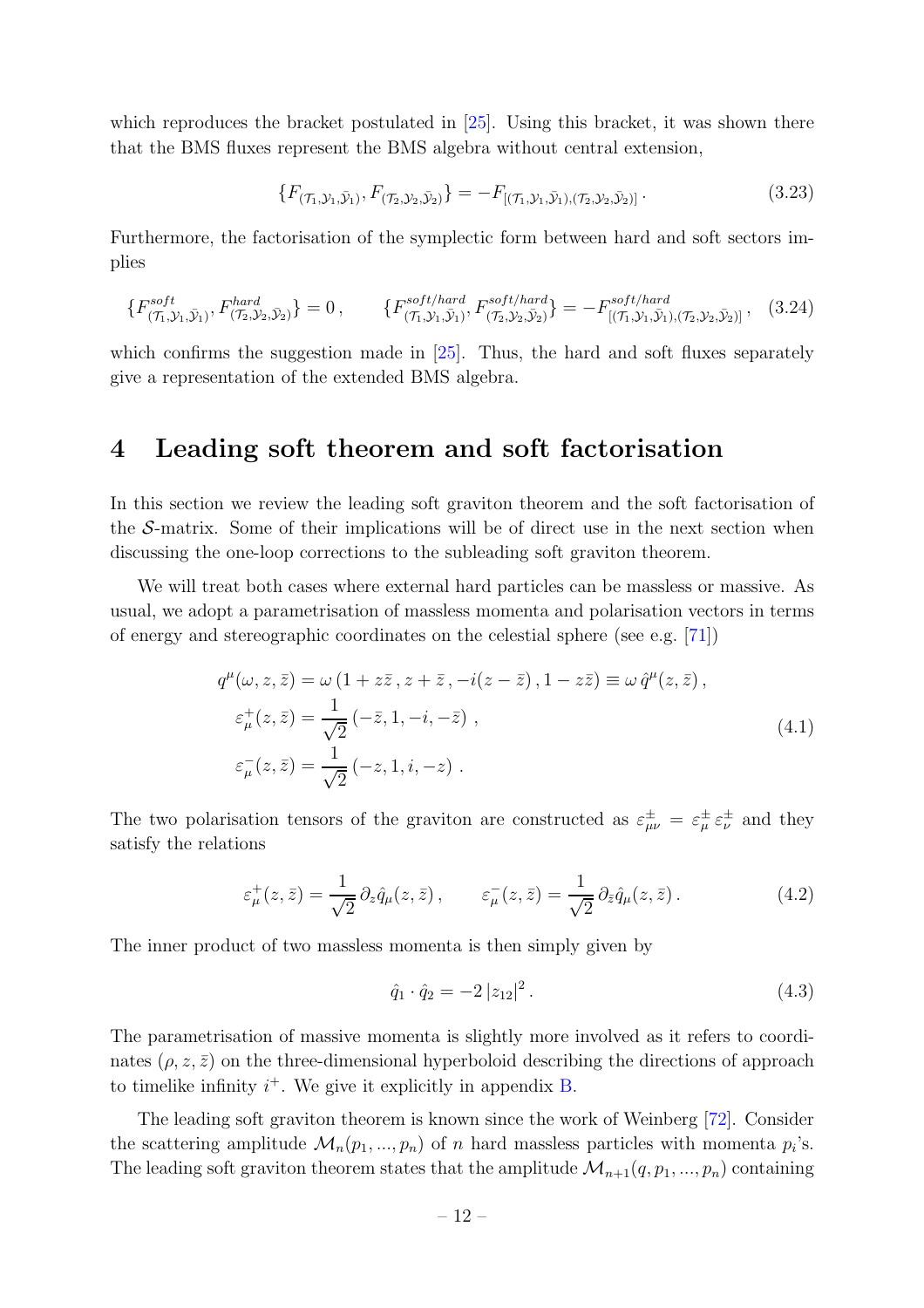which reproduces the bracket postulated in [25]. Using this bracket, it was shown there that the BMS fluxes represent the BMS algebra without central extension,

$$\{F_{(\mathcal{T}_1,\mathcal{Y}_1,\bar{\mathcal{Y}}_1)}, F_{(\mathcal{T}_2,\mathcal{Y}_2,\bar{\mathcal{Y}}_2)}\} = -F_{[(\mathcal{T}_1,\mathcal{Y}_1,\bar{\mathcal{Y}}_1),(\mathcal{T}_2,\mathcal{Y}_2,\bar{\mathcal{Y}}_2)]}\,. \tag{3.23}$$

Furthermore, the factorisation of the symplectic form between hard and soft sectors implies

$$\{F^{soft}_{(\mathcal{T}_1,\mathcal{Y}_1,\bar{\mathcal{Y}}_1)}, F^{hard}_{(\mathcal{T}_2,\mathcal{Y}_2,\bar{\mathcal{Y}}_2)}\} = 0\,, \qquad \{F^{soft/hard}_{(\mathcal{T}_1,\mathcal{Y}_1,\bar{\mathcal{Y}}_1)}, F^{soft/hard}_{(\mathcal{T}_2,\mathcal{Y}_2,\bar{\mathcal{Y}}_2)}\} = -F^{soft/hard}_{[(\mathcal{T}_1,\mathcal{Y}_1,\bar{\mathcal{Y}}_1),(\mathcal{T}_2,\mathcal{Y}_2,\bar{\mathcal{Y}}_2)]}\,, \tag{3.24}$$

which confirms the suggestion made in [25]. Thus, the hard and soft fluxes separately give a representation of the extended BMS algebra.

# 4 Leading soft theorem and soft factorisation

In this section we review the leading soft graviton theorem and the soft factorisation of the $\mathcal{S}$-matrix. Some of their implications will be of direct use in the next section when discussing the one-loop corrections to the subleading soft graviton theorem.

We will treat both cases where external hard particles can be massless or massive. As usual, we adopt a parametrisation of massless momenta and polarisation vectors in terms of energy and stereographic coordinates on the celestial sphere (see e.g. [71])

$$\begin{aligned}
q^\mu(\omega, z, \bar{z}) &= \omega\,(1 + z\bar{z}\,, z + \bar{z}\,, -i(z - \bar{z})\,, 1 - z\bar{z}) \equiv \omega\,\hat{q}^\mu(z, \bar{z})\,,\\
\varepsilon^+_\mu(z, \bar{z}) &= \frac{1}{\sqrt{2}}\,(-\bar{z}, 1, -i, -\bar{z})\,,\\
\varepsilon^-_\mu(z, \bar{z}) &= \frac{1}{\sqrt{2}}\,(-z, 1, i, -z)\,.
\end{aligned} \tag{4.1}$$

The two polarisation tensors of the graviton are constructed as $\varepsilon^\pm_{\mu\nu} = \varepsilon^\pm_\mu\,\varepsilon^\pm_\nu$ and they satisfy the relations

$$\varepsilon^+_\mu(z, \bar{z}) = \frac{1}{\sqrt{2}}\,\partial_z \hat{q}_\mu(z, \bar{z})\,, \qquad \varepsilon^-_\mu(z, \bar{z}) = \frac{1}{\sqrt{2}}\,\partial_{\bar{z}} \hat{q}_\mu(z, \bar{z})\,. \tag{4.2}$$

The inner product of two massless momenta is then simply given by

$$\hat{q}_1 \cdot \hat{q}_2 = -2\,|z_{12}|^2\,. \tag{4.3}$$

The parametrisation of massive momenta is slightly more involved as it refers to coordinates $(\rho, z, \bar{z})$ on the three-dimensional hyperboloid describing the directions of approach to timelike infinity $i^+$. We give it explicitly in appendix B.

The leading soft graviton theorem is known since the work of Weinberg [72]. Consider the scattering amplitude $\mathcal{M}_n(p_1, ..., p_n)$ of $n$ hard massless particles with momenta $p_i$'s. The leading soft graviton theorem states that the amplitude $\mathcal{M}_{n+1}(q, p_1, ..., p_n)$ containing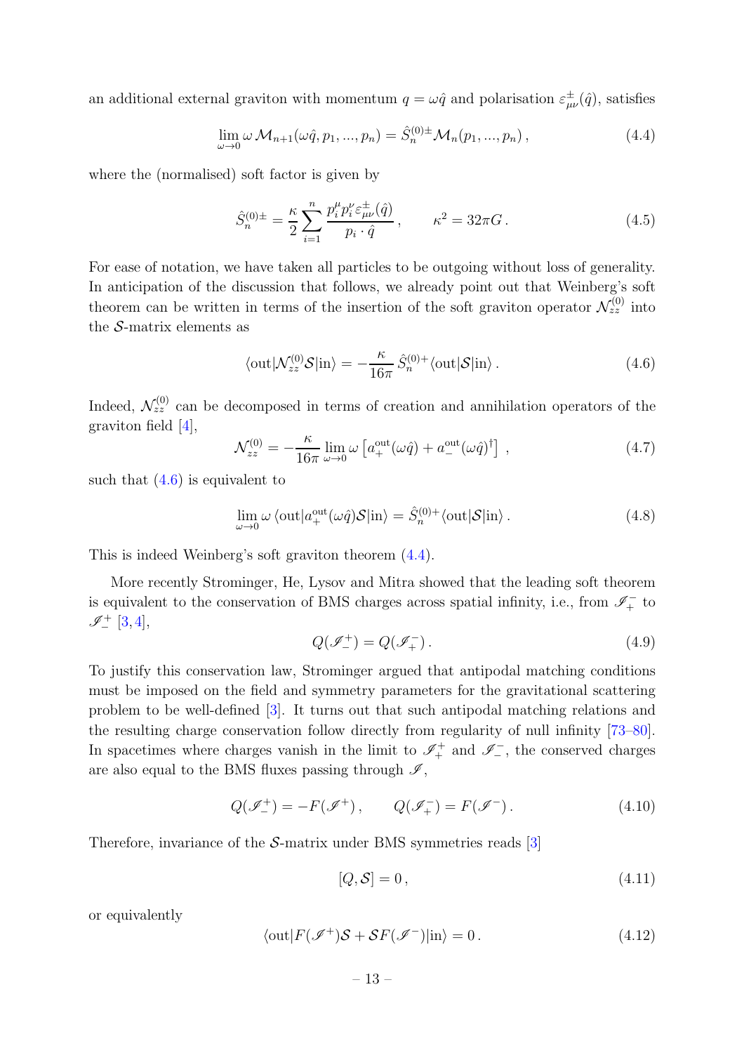an additional external graviton with momentum $q = \omega\hat{q}$ and polarisation $\varepsilon^{\pm}_{\mu\nu}(\hat{q})$, satisfies

$$\lim_{\omega\to 0} \omega\, \mathcal{M}_{n+1}(\omega\hat{q}, p_1, ..., p_n) = \hat{S}^{(0)\pm}_n \mathcal{M}_n(p_1, ..., p_n)\,, \tag{4.4}$$

where the (normalised) soft factor is given by

$$\hat{S}^{(0)\pm}_n = \frac{\kappa}{2}\sum_{i=1}^{n} \frac{p_i^\mu p_i^\nu \varepsilon^{\pm}_{\mu\nu}(\hat{q})}{p_i\cdot\hat{q}}\,, \qquad \kappa^2 = 32\pi G\,. \tag{4.5}$$

For ease of notation, we have taken all particles to be outgoing without loss of generality. In anticipation of the discussion that follows, we already point out that Weinberg's soft theorem can be written in terms of the insertion of the soft graviton operator $\mathcal{N}^{(0)}_{zz}$ into the $\mathcal{S}$-matrix elements as

$$\langle \text{out}|\mathcal{N}^{(0)}_{zz}\mathcal{S}|\text{in}\rangle = -\frac{\kappa}{16\pi}\,\hat{S}^{(0)+}_n \langle\text{out}|\mathcal{S}|\text{in}\rangle\,. \tag{4.6}$$

Indeed, $\mathcal{N}^{(0)}_{zz}$ can be decomposed in terms of creation and annihilation operators of the graviton field [4],

$$\mathcal{N}^{(0)}_{zz} = -\frac{\kappa}{16\pi}\lim_{\omega\to 0}\omega\left[a^{\text{out}}_{+}(\omega\hat{q}) + a^{\text{out}}_{-}(\omega\hat{q})^\dagger\right]\,, \tag{4.7}$$

such that (4.6) is equivalent to

$$\lim_{\omega\to 0}\omega\,\langle\text{out}|a^{\text{out}}_{+}(\omega\hat{q})\mathcal{S}|\text{in}\rangle = \hat{S}^{(0)+}_n\langle\text{out}|\mathcal{S}|\text{in}\rangle\,. \tag{4.8}$$

This is indeed Weinberg's soft graviton theorem (4.4).

More recently Strominger, He, Lysov and Mitra showed that the leading soft theorem is equivalent to the conservation of BMS charges across spatial infinity, i.e., from $\mathscr{I}^-_+$ to $\mathscr{I}^+_-$ [3, 4],

$$Q(\mathscr{I}^+_-) = Q(\mathscr{I}^-_+)\,. \tag{4.9}$$

To justify this conservation law, Strominger argued that antipodal matching conditions must be imposed on the field and symmetry parameters for the gravitational scattering problem to be well-defined [3]. It turns out that such antipodal matching relations and the resulting charge conservation follow directly from regularity of null infinity [73–80]. In spacetimes where charges vanish in the limit to $\mathscr{I}^+_+$ and $\mathscr{I}^-_-$, the conserved charges are also equal to the BMS fluxes passing through $\mathscr{I}$,

$$Q(\mathscr{I}^+_-) = -F(\mathscr{I}^+)\,, \qquad Q(\mathscr{I}^-_+) = F(\mathscr{I}^-)\,. \tag{4.10}$$

Therefore, invariance of the $\mathcal{S}$-matrix under BMS symmetries reads [3]

$$[Q, \mathcal{S}] = 0\,, \tag{4.11}$$

or equivalently

$$\langle\text{out}|F(\mathscr{I}^+)\mathcal{S} + \mathcal{S}F(\mathscr{I}^-)|\text{in}\rangle = 0\,. \tag{4.12}$$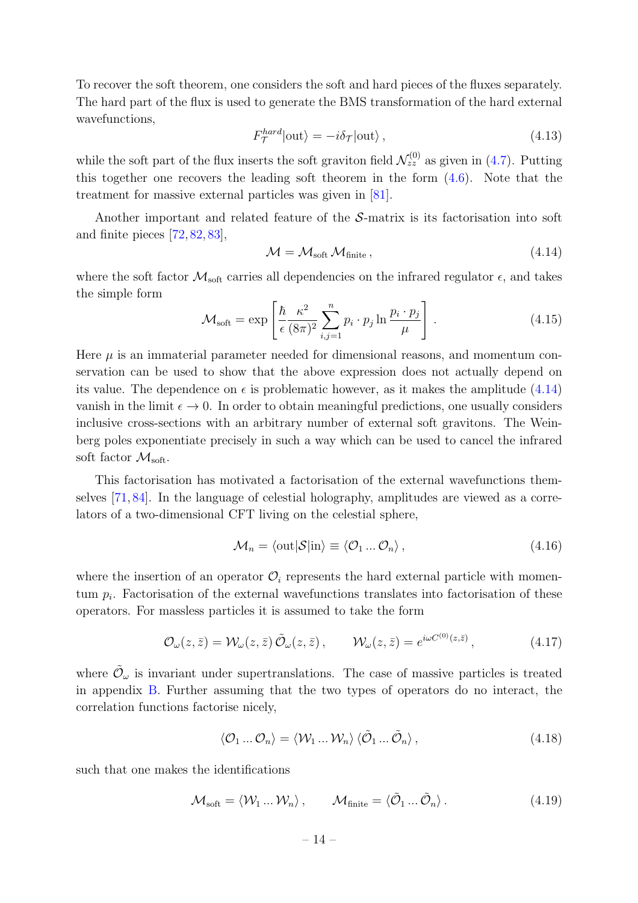To recover the soft theorem, one considers the soft and hard pieces of the fluxes separately. The hard part of the flux is used to generate the BMS transformation of the hard external wavefunctions,

$$F_{\mathcal{T}}^{hard}|\text{out}\rangle = -i\delta_{\mathcal{T}}|\text{out}\rangle\,, \tag{4.13}$$

while the soft part of the flux inserts the soft graviton field $\mathcal{N}_{zz}^{(0)}$ as given in (4.7). Putting this together one recovers the leading soft theorem in the form (4.6). Note that the treatment for massive external particles was given in [81].

Another important and related feature of the $\mathcal{S}$-matrix is its factorisation into soft and finite pieces [72, 82, 83],

$$\mathcal{M} = \mathcal{M}_{\text{soft}}\,\mathcal{M}_{\text{finite}}\,, \tag{4.14}$$

where the soft factor $\mathcal{M}_{\text{soft}}$ carries all dependencies on the infrared regulator $\epsilon$, and takes the simple form

$$\mathcal{M}_{\text{soft}} = \exp\left[\frac{\hbar}{\epsilon}\frac{\kappa^2}{(8\pi)^2}\sum_{i,j=1}^{n} p_i\cdot p_j \ln\frac{p_i\cdot p_j}{\mu}\right]. \tag{4.15}$$

Here $\mu$ is an immaterial parameter needed for dimensional reasons, and momentum conservation can be used to show that the above expression does not actually depend on its value. The dependence on $\epsilon$ is problematic however, as it makes the amplitude (4.14) vanish in the limit $\epsilon \to 0$. In order to obtain meaningful predictions, one usually considers inclusive cross-sections with an arbitrary number of external soft gravitons. The Weinberg poles exponentiate precisely in such a way which can be used to cancel the infrared soft factor $\mathcal{M}_{\text{soft}}$.

This factorisation has motivated a factorisation of the external wavefunctions themselves [71, 84]. In the language of celestial holography, amplitudes are viewed as a correlators of a two-dimensional CFT living on the celestial sphere,

$$\mathcal{M}_n = \langle\text{out}|\mathcal{S}|\text{in}\rangle \equiv \langle\mathcal{O}_1\ldots\mathcal{O}_n\rangle\,, \tag{4.16}$$

where the insertion of an operator $\mathcal{O}_i$ represents the hard external particle with momentum $p_i$. Factorisation of the external wavefunctions translates into factorisation of these operators. For massless particles it is assumed to take the form

$$\mathcal{O}_\omega(z,\bar{z}) = \mathcal{W}_\omega(z,\bar{z})\,\tilde{\mathcal{O}}_\omega(z,\bar{z})\,, \qquad \mathcal{W}_\omega(z,\bar{z}) = e^{i\omega C^{(0)}(z,\bar{z})}\,, \tag{4.17}$$

where $\tilde{\mathcal{O}}_\omega$ is invariant under supertranslations. The case of massive particles is treated in appendix B. Further assuming that the two types of operators do no interact, the correlation functions factorise nicely,

$$\langle\mathcal{O}_1\ldots\mathcal{O}_n\rangle = \langle\mathcal{W}_1\ldots\mathcal{W}_n\rangle\,\langle\tilde{\mathcal{O}}_1\ldots\tilde{\mathcal{O}}_n\rangle\,, \tag{4.18}$$

such that one makes the identifications

$$\mathcal{M}_{\text{soft}} = \langle\mathcal{W}_1\ldots\mathcal{W}_n\rangle\,, \qquad \mathcal{M}_{\text{finite}} = \langle\tilde{\mathcal{O}}_1\ldots\tilde{\mathcal{O}}_n\rangle\,. \tag{4.19}$$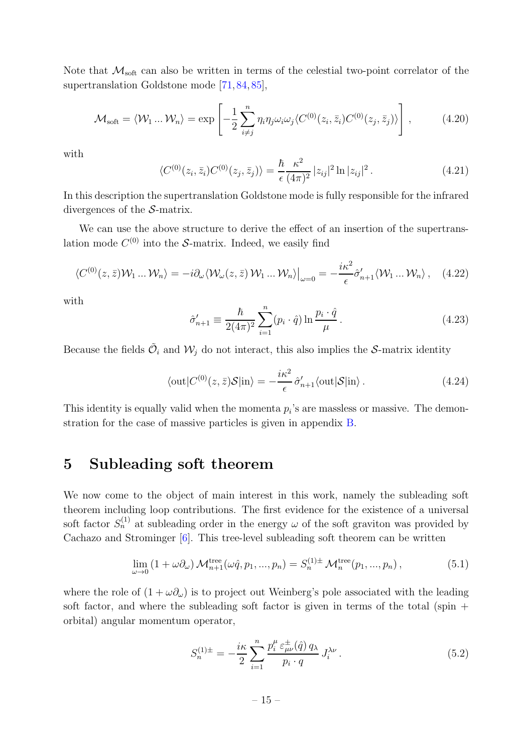Note that $\mathcal{M}_{\text{soft}}$ can also be written in terms of the celestial two-point correlator of the supertranslation Goldstone mode [71, 84, 85],

$$\mathcal{M}_{\text{soft}} = \langle \mathcal{W}_1 \ldots \mathcal{W}_n \rangle = \exp\left[ -\frac{1}{2} \sum_{i\neq j}^{n} \eta_i \eta_j \omega_i \omega_j \langle C^{(0)}(z_i, \bar{z}_i) C^{(0)}(z_j, \bar{z}_j) \rangle \right], \tag{4.20}$$

with

$$\langle C^{(0)}(z_i, \bar{z}_i) C^{(0)}(z_j, \bar{z}_j) \rangle = \frac{\hbar}{\epsilon} \frac{\kappa^2}{(4\pi)^2} |z_{ij}|^2 \ln |z_{ij}|^2 \,. \tag{4.21}$$

In this description the supertranslation Goldstone mode is fully responsible for the infrared divergences of the $\mathcal{S}$-matrix.

We can use the above structure to derive the effect of an insertion of the supertranslation mode $C^{(0)}$ into the $\mathcal{S}$-matrix. Indeed, we easily find

$$\langle C^{(0)}(z, \bar{z}) \mathcal{W}_1 \ldots \mathcal{W}_n \rangle = -i \partial_\omega \langle \mathcal{W}_\omega(z, \bar{z})\, \mathcal{W}_1 \ldots \mathcal{W}_n \rangle \big|_{\omega=0} = -\frac{i\kappa^2}{\epsilon} \hat{\sigma}'_{n+1} \langle \mathcal{W}_1 \ldots \mathcal{W}_n \rangle \,, \tag{4.22}$$

with

$$\hat{\sigma}'_{n+1} \equiv \frac{\hbar}{2(4\pi)^2} \sum_{i=1}^{n} (p_i \cdot \hat{q}) \ln \frac{p_i \cdot \hat{q}}{\mu} \,. \tag{4.23}$$

Because the fields $\tilde{\mathcal{O}}_i$ and $\mathcal{W}_j$ do not interact, this also implies the $\mathcal{S}$-matrix identity

$$\langle \text{out} | C^{(0)}(z, \bar{z}) \mathcal{S} | \text{in} \rangle = -\frac{i\kappa^2}{\epsilon}\, \hat{\sigma}'_{n+1} \langle \text{out} | \mathcal{S} | \text{in} \rangle \,. \tag{4.24}$$

This identity is equally valid when the momenta $p_i$'s are massless or massive. The demonstration for the case of massive particles is given in appendix B.

# 5 Subleading soft theorem

We now come to the object of main interest in this work, namely the subleading soft theorem including loop contributions. The first evidence for the existence of a universal soft factor $S_n^{(1)}$ at subleading order in the energy $\omega$ of the soft graviton was provided by Cachazo and Strominger [6]. This tree-level subleading soft theorem can be written

$$\lim_{\omega \to 0} (1 + \omega \partial_\omega)\, \mathcal{M}^{\text{tree}}_{n+1}(\omega \hat{q}, p_1, \ldots, p_n) = S_n^{(1)\pm}\, \mathcal{M}^{\text{tree}}_n(p_1, \ldots, p_n) \,, \tag{5.1}$$

where the role of $(1 + \omega\partial_\omega)$ is to project out Weinberg's pole associated with the leading soft factor, and where the subleading soft factor is given in terms of the total (spin + orbital) angular momentum operator,

$$S_n^{(1)\pm} = -\frac{i\kappa}{2} \sum_{i=1}^{n} \frac{p_i^\mu\, \varepsilon^{\pm}_{\mu\nu}(\hat{q})\, q_\lambda}{p_i \cdot q}\, J_i^{\lambda\nu} \,. \tag{5.2}$$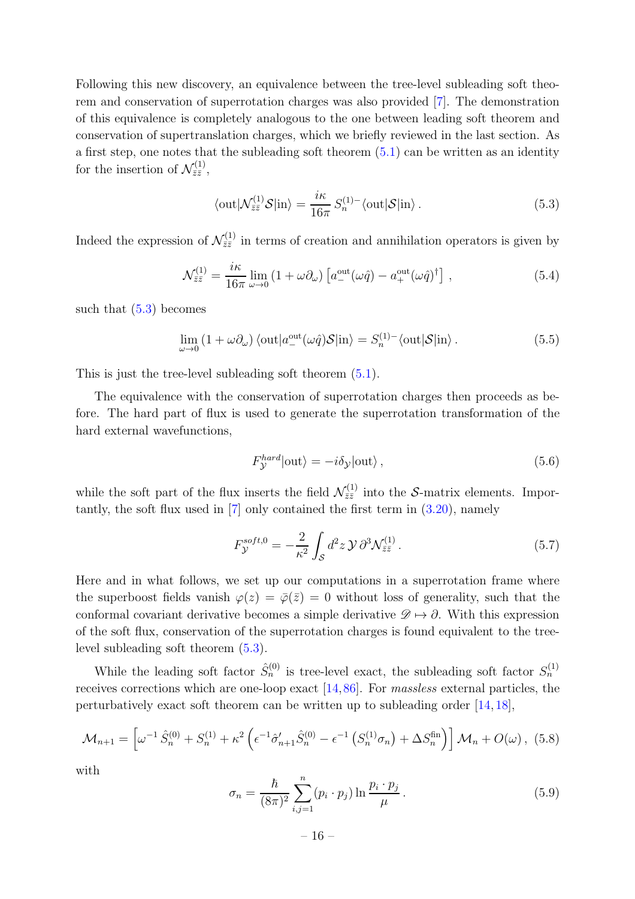Following this new discovery, an equivalence between the tree-level subleading soft theorem and conservation of superrotation charges was also provided [7]. The demonstration of this equivalence is completely analogous to the one between leading soft theorem and conservation of supertranslation charges, which we briefly reviewed in the last section. As a first step, one notes that the subleading soft theorem (5.1) can be written as an identity for the insertion of $\mathcal{N}^{(1)}_{\bar{z}\bar{z}}$,

$$\langle \text{out}|\mathcal{N}^{(1)}_{\bar{z}\bar{z}}\mathcal{S}|\text{in}\rangle = \frac{i\kappa}{16\pi}\, S^{(1)-}_n \langle \text{out}|\mathcal{S}|\text{in}\rangle\,. \tag{5.3}$$

Indeed the expression of $\mathcal{N}^{(1)}_{\bar{z}\bar{z}}$ in terms of creation and annihilation operators is given by

$$\mathcal{N}^{(1)}_{\bar{z}\bar{z}} = \frac{i\kappa}{16\pi}\lim_{\omega\to 0}\left(1+\omega\partial_\omega\right)\left[a^{\text{out}}_{-}(\omega\hat{q}) - a^{\text{out}}_{+}(\omega\hat{q})^\dagger\right]\,, \tag{5.4}$$

such that (5.3) becomes

$$\lim_{\omega\to 0}\left(1+\omega\partial_\omega\right)\langle \text{out}|a^{\text{out}}_{-}(\omega\hat{q})\mathcal{S}|\text{in}\rangle = S^{(1)-}_n \langle \text{out}|\mathcal{S}|\text{in}\rangle\,. \tag{5.5}$$

This is just the tree-level subleading soft theorem (5.1).

The equivalence with the conservation of superrotation charges then proceeds as before. The hard part of flux is used to generate the superrotation transformation of the hard external wavefunctions,

$$F^{hard}_{\mathcal{Y}}|\text{out}\rangle = -i\delta_{\mathcal{Y}}|\text{out}\rangle\,, \tag{5.6}$$

while the soft part of the flux inserts the field $\mathcal{N}^{(1)}_{\bar{z}\bar{z}}$ into the $\mathcal{S}$-matrix elements. Importantly, the soft flux used in [7] only contained the first term in (3.20), namely

$$F^{soft,0}_{\mathcal{Y}} = -\frac{2}{\kappa^2}\int_{\mathcal{S}} d^2z\, \mathcal{Y}\,\partial^3\mathcal{N}^{(1)}_{\bar{z}\bar{z}}\,. \tag{5.7}$$

Here and in what follows, we set up our computations in a superrotation frame where the superboost fields vanish $\varphi(z) = \bar{\varphi}(\bar{z}) = 0$ without loss of generality, such that the conformal covariant derivative becomes a simple derivative $\mathscr{D} \mapsto \partial$. With this expression of the soft flux, conservation of the superrotation charges is found equivalent to the tree-level subleading soft theorem (5.3).

While the leading soft factor $\hat{S}^{(0)}_n$ is tree-level exact, the subleading soft factor $S^{(1)}_n$ receives corrections which are one-loop exact [14,86]. For *massless* external particles, the perturbatively exact soft theorem can be written up to subleading order [14,18],

$$\mathcal{M}_{n+1} = \left[\omega^{-1}\,\hat{S}^{(0)}_n + S^{(1)}_n + \kappa^2\left(\epsilon^{-1}\hat{\sigma}'_{n+1}\hat{S}^{(0)}_n - \epsilon^{-1}\left(S^{(1)}_n\sigma_n\right) + \Delta S^{\text{fin}}_n\right)\right]\mathcal{M}_n + O(\omega)\,, \tag{5.8}$$

with

$$\sigma_n = \frac{\hbar}{(8\pi)^2}\sum_{i,j=1}^{n}(p_i\cdot p_j)\ln\frac{p_i\cdot p_j}{\mu}\,. \tag{5.9}$$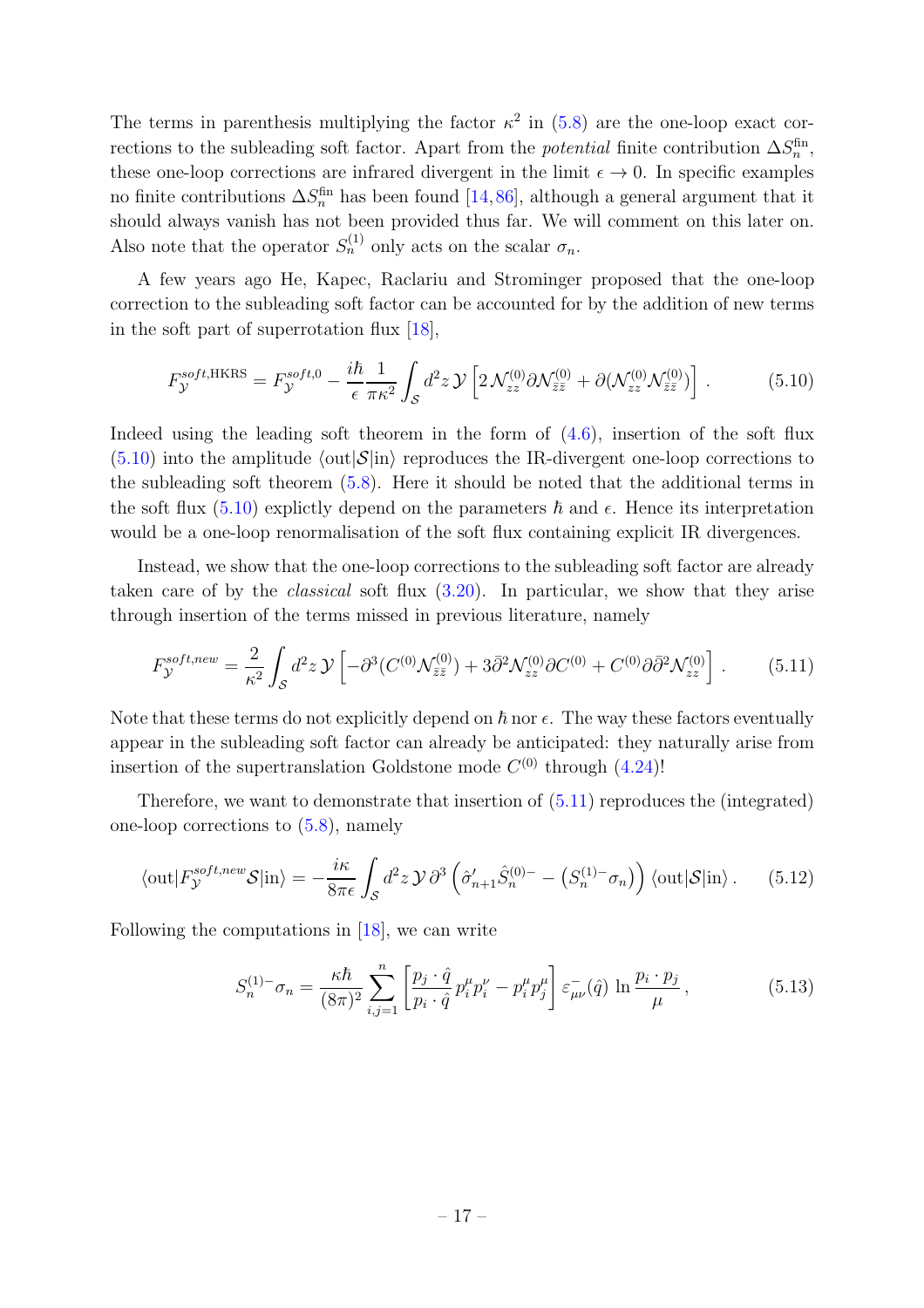The terms in parenthesis multiplying the factor $\kappa^2$ in (5.8) are the one-loop exact corrections to the subleading soft factor. Apart from the *potential* finite contribution $\Delta S_n^{\text{fin}}$, these one-loop corrections are infrared divergent in the limit $\epsilon \to 0$. In specific examples no finite contributions $\Delta S_n^{\text{fin}}$ has been found [14, 86], although a general argument that it should always vanish has not been provided thus far. We will comment on this later on. Also note that the operator $S_n^{(1)}$ only acts on the scalar $\sigma_n$.

A few years ago He, Kapec, Raclariu and Strominger proposed that the one-loop correction to the subleading soft factor can be accounted for by the addition of new terms in the soft part of superrotation flux [18],

$$F_{\mathcal{Y}}^{soft,\text{HKRS}} = F_{\mathcal{Y}}^{soft,0} - \frac{i\hbar}{\epsilon}\frac{1}{\pi\kappa^2}\int_{\mathcal{S}} d^2z\, \mathcal{Y}\left[2\,\mathcal{N}_{zz}^{(0)}\partial\mathcal{N}_{\bar{z}\bar{z}}^{(0)} + \partial(\mathcal{N}_{zz}^{(0)}\mathcal{N}_{\bar{z}\bar{z}}^{(0)})\right]. \tag{5.10}$$

Indeed using the leading soft theorem in the form of (4.6), insertion of the soft flux (5.10) into the amplitude $\langle \text{out}|\mathcal{S}|\text{in}\rangle$ reproduces the IR-divergent one-loop corrections to the subleading soft theorem (5.8). Here it should be noted that the additional terms in the soft flux (5.10) explictly depend on the parameters $\hbar$ and $\epsilon$. Hence its interpretation would be a one-loop renormalisation of the soft flux containing explicit IR divergences.

Instead, we show that the one-loop corrections to the subleading soft factor are already taken care of by the *classical* soft flux (3.20). In particular, we show that they arise through insertion of the terms missed in previous literature, namely

$$F_{\mathcal{Y}}^{soft,new} = \frac{2}{\kappa^2}\int_{\mathcal{S}} d^2z\, \mathcal{Y}\left[-\partial^3(C^{(0)}\mathcal{N}_{\bar{z}\bar{z}}^{(0)}) + 3\bar{\partial}^2\mathcal{N}_{zz}^{(0)}\partial C^{(0)} + C^{(0)}\partial\bar{\partial}^2\mathcal{N}_{zz}^{(0)}\right]. \tag{5.11}$$

Note that these terms do not explicitly depend on $\hbar$ nor $\epsilon$. The way these factors eventually appear in the subleading soft factor can already be anticipated: they naturally arise from insertion of the supertranslation Goldstone mode $C^{(0)}$ through (4.24)!

Therefore, we want to demonstrate that insertion of (5.11) reproduces the (integrated) one-loop corrections to (5.8), namely

$$\langle \text{out}|F_{\mathcal{Y}}^{soft,new}\mathcal{S}|\text{in}\rangle = -\frac{i\kappa}{8\pi\epsilon}\int_{\mathcal{S}} d^2z\, \mathcal{Y}\,\partial^3\left(\hat{\sigma}'_{n+1}\hat{S}_n^{(0)-} - \left(S_n^{(1)-}\sigma_n\right)\right)\langle \text{out}|\mathcal{S}|\text{in}\rangle\,. \tag{5.12}$$

Following the computations in [18], we can write

$$S_n^{(1)-}\sigma_n = \frac{\kappa\hbar}{(8\pi)^2}\sum_{i,j=1}^{n}\left[\frac{p_j\cdot\hat{q}}{p_i\cdot\hat{q}}\,p_i^\mu p_i^\nu - p_i^\mu p_j^\mu\right]\varepsilon_{\mu\nu}^-(\hat{q})\,\ln\frac{p_i\cdot p_j}{\mu}\,, \tag{5.13}$$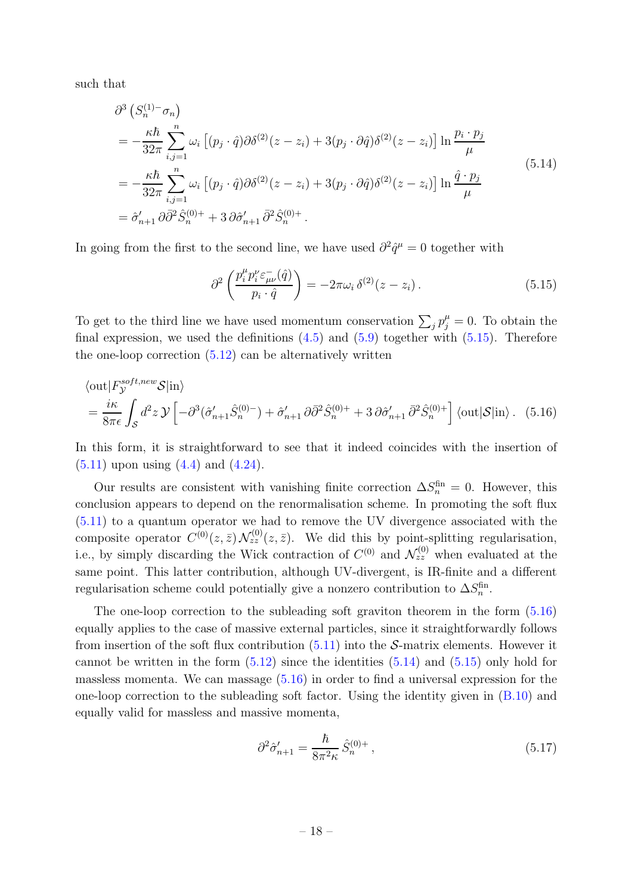such that

$$
\begin{aligned}
&\partial^3 \left(S_n^{(1)-}\sigma_n\right)\\
&= -\frac{\kappa\hbar}{32\pi}\sum_{i,j=1}^{n}\omega_i\left[(p_j\cdot\hat{q})\partial\delta^{(2)}(z-z_i)+3(p_j\cdot\partial\hat{q})\delta^{(2)}(z-z_i)\right]\ln\frac{p_i\cdot p_j}{\mu}\\
&= -\frac{\kappa\hbar}{32\pi}\sum_{i,j=1}^{n}\omega_i\left[(p_j\cdot\hat{q})\partial\delta^{(2)}(z-z_i)+3(p_j\cdot\partial\hat{q})\delta^{(2)}(z-z_i)\right]\ln\frac{\hat{q}\cdot p_j}{\mu}\\
&= \hat{\sigma}'_{n+1}\,\partial\bar{\partial}^2\hat{S}_n^{(0)+}+3\,\partial\hat{\sigma}'_{n+1}\,\bar{\partial}^2\hat{S}_n^{(0)+}\,.
\end{aligned}
\tag{5.14}
$$

In going from the first to the second line, we have used $\partial^2\hat{q}^\mu=0$ together with

$$
\partial^2\left(\frac{p_i^\mu p_i^\nu\varepsilon^-_{\mu\nu}(\hat{q})}{p_i\cdot\hat{q}}\right)=-2\pi\omega_i\,\delta^{(2)}(z-z_i)\,. \tag{5.15}
$$

To get to the third line we have used momentum conservation $\sum_j p_j^\mu=0$. To obtain the final expression, we used the definitions (4.5) and (5.9) together with (5.15). Therefore the one-loop correction (5.12) can be alternatively written

$$
\begin{aligned}
&\langle\text{out}|F^{soft,new}_{\mathcal{Y}}\mathcal{S}|\text{in}\rangle\\
&=\frac{i\kappa}{8\pi\epsilon}\int_{\mathcal{S}}d^2z\,\mathcal{Y}\left[-\partial^3(\hat{\sigma}'_{n+1}\hat{S}_n^{(0)-})+\hat{\sigma}'_{n+1}\,\partial\bar{\partial}^2\hat{S}_n^{(0)+}+3\,\partial\hat{\sigma}'_{n+1}\,\bar{\partial}^2\hat{S}_n^{(0)+}\right]\langle\text{out}|\mathcal{S}|\text{in}\rangle\,.
\end{aligned}
\tag{5.16}
$$

In this form, it is straightforward to see that it indeed coincides with the insertion of (5.11) upon using (4.4) and (4.24).

Our results are consistent with vanishing finite correction $\Delta S_n^{\text{fin}}=0$. However, this conclusion appears to depend on the renormalisation scheme. In promoting the soft flux (5.11) to a quantum operator we had to remove the UV divergence associated with the composite operator $C^{(0)}(z,\bar{z})\,\mathcal{N}^{(0)}_{zz}(z,\bar{z})$. We did this by point-splitting regularisation, i.e., by simply discarding the Wick contraction of $C^{(0)}$ and $\mathcal{N}^{(0)}_{zz}$ when evaluated at the same point. This latter contribution, although UV-divergent, is IR-finite and a different regularisation scheme could potentially give a nonzero contribution to $\Delta S_n^{\text{fin}}$.

The one-loop correction to the subleading soft graviton theorem in the form (5.16) equally applies to the case of massive external particles, since it straightforwardly follows from insertion of the soft flux contribution (5.11) into the $\mathcal{S}$-matrix elements. However it cannot be written in the form (5.12) since the identities (5.14) and (5.15) only hold for massless momenta. We can massage (5.16) in order to find a universal expression for the one-loop correction to the subleading soft factor. Using the identity given in (B.10) and equally valid for massless and massive momenta,

$$
\partial^2\hat{\sigma}'_{n+1}=\frac{\hbar}{8\pi^2\kappa}\,\hat{S}_n^{(0)+}\,, \tag{5.17}
$$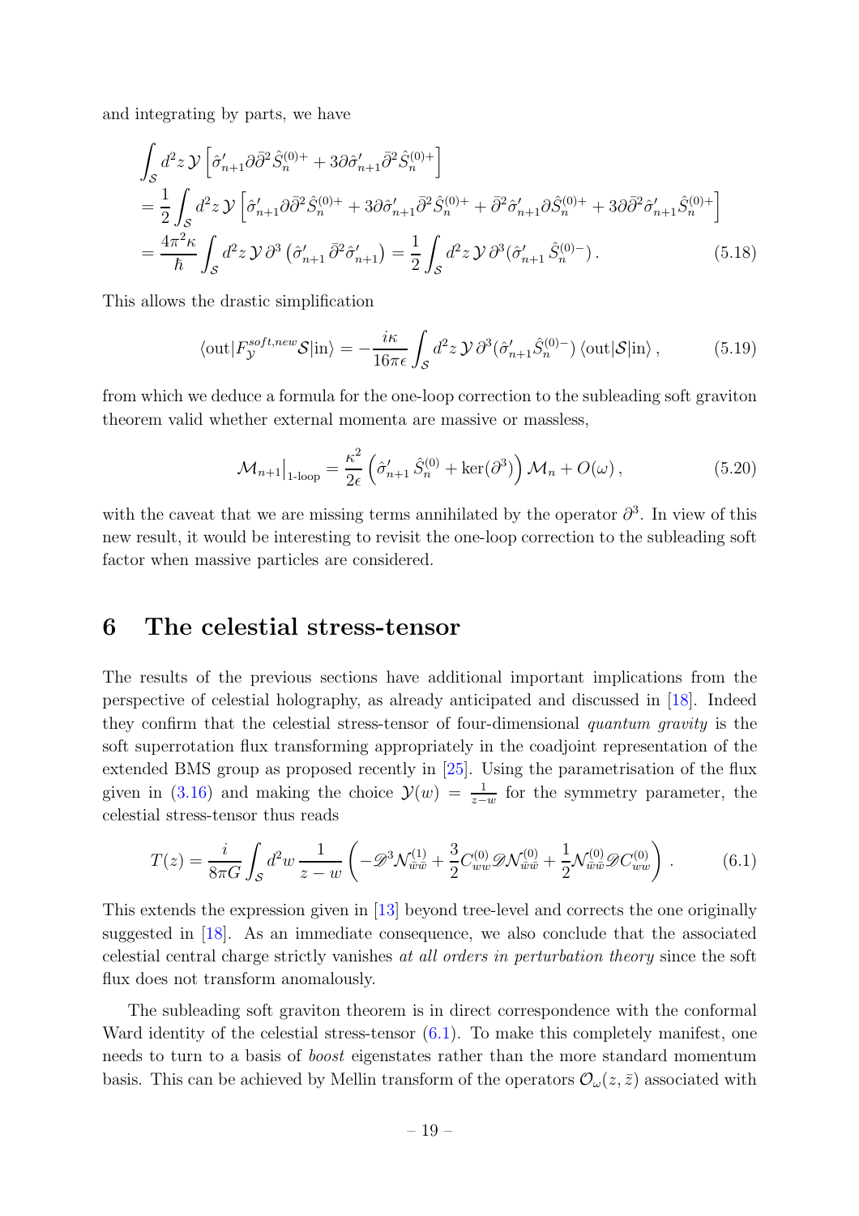and integrating by parts, we have

$$
\begin{aligned}
&\int_{\mathcal{S}} d^2z\, \mathcal{Y} \left[ \hat{\sigma}'_{n+1} \partial \bar{\partial}^2 \hat{S}_n^{(0)+} + 3 \partial \hat{\sigma}'_{n+1} \bar{\partial}^2 \hat{S}_n^{(0)+} \right] \\
&= \frac{1}{2} \int_{\mathcal{S}} d^2z\, \mathcal{Y} \left[ \hat{\sigma}'_{n+1} \partial \bar{\partial}^2 \hat{S}_n^{(0)+} + 3 \partial \hat{\sigma}'_{n+1} \bar{\partial}^2 \hat{S}_n^{(0)+} + \bar{\partial}^2 \hat{\sigma}'_{n+1} \partial \hat{S}_n^{(0)+} + 3 \partial \bar{\partial}^2 \hat{\sigma}'_{n+1} \hat{S}_n^{(0)+} \right] \\
&= \frac{4\pi^2 \kappa}{\hbar} \int_{\mathcal{S}} d^2z\, \mathcal{Y}\, \partial^3 \left( \hat{\sigma}'_{n+1}\, \bar{\partial}^2 \hat{\sigma}'_{n+1} \right) = \frac{1}{2} \int_{\mathcal{S}} d^2z\, \mathcal{Y}\, \partial^3 ( \hat{\sigma}'_{n+1}\, \hat{S}_n^{(0)-} ) \,. 
\end{aligned} \tag{5.18}
$$

This allows the drastic simplification

$$
\langle \text{out} | F_{\mathcal{Y}}^{soft,new} \mathcal{S} | \text{in} \rangle = -\frac{i\kappa}{16\pi\epsilon} \int_{\mathcal{S}} d^2z\, \mathcal{Y}\, \partial^3 ( \hat{\sigma}'_{n+1} \hat{S}_n^{(0)-} )\, \langle \text{out} | \mathcal{S} | \text{in} \rangle \,, \tag{5.19}
$$

from which we deduce a formula for the one-loop correction to the subleading soft graviton theorem valid whether external momenta are massive or massless,

$$
\mathcal{M}_{n+1}\big|_{\text{1-loop}} = \frac{\kappa^2}{2\epsilon} \left( \hat{\sigma}'_{n+1}\, \hat{S}_n^{(0)} + \ker(\partial^3) \right) \mathcal{M}_n + O(\omega) \,, \tag{5.20}
$$

with the caveat that we are missing terms annihilated by the operator $\partial^3$. In view of this new result, it would be interesting to revisit the one-loop correction to the subleading soft factor when massive particles are considered.

# 6 The celestial stress-tensor

The results of the previous sections have additional important implications from the perspective of celestial holography, as already anticipated and discussed in [18]. Indeed they confirm that the celestial stress-tensor of four-dimensional *quantum gravity* is the soft superrotation flux transforming appropriately in the coadjoint representation of the extended BMS group as proposed recently in [25]. Using the parametrisation of the flux given in (3.16) and making the choice $\mathcal{Y}(w) = \frac{1}{z-w}$ for the symmetry parameter, the celestial stress-tensor thus reads

$$
T(z) = \frac{i}{8\pi G} \int_{\mathcal{S}} d^2w\, \frac{1}{z-w} \left( -\mathscr{D}^3 \mathcal{N}^{(1)}_{\bar{w}\bar{w}} + \frac{3}{2} C^{(0)}_{ww} \mathscr{D} \mathcal{N}^{(0)}_{\bar{w}\bar{w}} + \frac{1}{2} \mathcal{N}^{(0)}_{\bar{w}\bar{w}} \mathscr{D} C^{(0)}_{ww} \right) . \tag{6.1}
$$

This extends the expression given in [13] beyond tree-level and corrects the one originally suggested in [18]. As an immediate consequence, we also conclude that the associated celestial central charge strictly vanishes *at all orders in perturbation theory* since the soft flux does not transform anomalously.

The subleading soft graviton theorem is in direct correspondence with the conformal Ward identity of the celestial stress-tensor (6.1). To make this completely manifest, one needs to turn to a basis of *boost* eigenstates rather than the more standard momentum basis. This can be achieved by Mellin transform of the operators $\mathcal{O}_\omega(z, \bar{z})$ associated with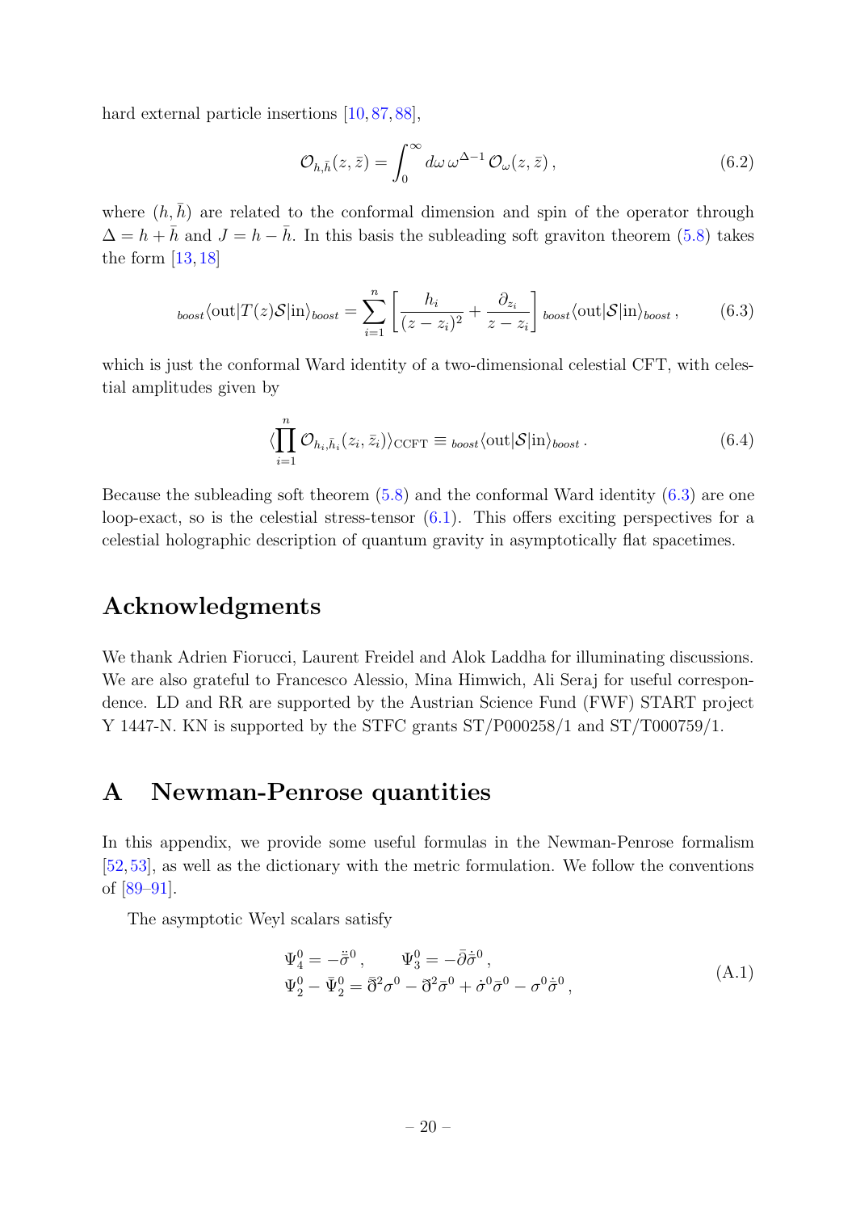hard external particle insertions [10, 87, 88],

$$
\mathcal{O}_{h,\bar{h}}(z,\bar{z}) = \int_0^\infty d\omega\, \omega^{\Delta-1}\, \mathcal{O}_\omega(z,\bar{z})\,, \tag{6.2}
$$

where $(h, \bar{h})$ are related to the conformal dimension and spin of the operator through $\Delta = h + \bar{h}$ and $J = h - \bar{h}$. In this basis the subleading soft graviton theorem (5.8) takes the form [13, 18]

$$
{}_{boost}\langle \text{out}|T(z)\mathcal{S}|\text{in}\rangle_{boost} = \sum_{i=1}^{n} \left[ \frac{h_i}{(z-z_i)^2} + \frac{\partial_{z_i}}{z-z_i} \right] {}_{boost}\langle \text{out}|\mathcal{S}|\text{in}\rangle_{boost}\,, \tag{6.3}
$$

which is just the conformal Ward identity of a two-dimensional celestial CFT, with celestial amplitudes given by

$$
\langle \prod_{i=1}^{n} \mathcal{O}_{h_i,\bar{h}_i}(z_i,\bar{z}_i) \rangle_{\text{CCFT}} \equiv {}_{boost}\langle \text{out}|\mathcal{S}|\text{in}\rangle_{boost}\,. \tag{6.4}
$$

Because the subleading soft theorem (5.8) and the conformal Ward identity (6.3) are one loop-exact, so is the celestial stress-tensor (6.1). This offers exciting perspectives for a celestial holographic description of quantum gravity in asymptotically flat spacetimes.

## Acknowledgments

We thank Adrien Fiorucci, Laurent Freidel and Alok Laddha for illuminating discussions. We are also grateful to Francesco Alessio, Mina Himwich, Ali Seraj for useful correspondence. LD and RR are supported by the Austrian Science Fund (FWF) START project Y 1447-N. KN is supported by the STFC grants ST/P000258/1 and ST/T000759/1.

## A Newman-Penrose quantities

In this appendix, we provide some useful formulas in the Newman-Penrose formalism [52, 53], as well as the dictionary with the metric formulation. We follow the conventions of [89–91].

The asymptotic Weyl scalars satisfy

$$
\begin{aligned}
&\Psi_4^0 = -\ddot{\bar{\sigma}}^0\,, \qquad \Psi_3^0 = -\bar{\eth}\dot{\bar{\sigma}}^0\,, \\
&\Psi_2^0 - \bar{\Psi}_2^0 = \bar{\eth}^2\sigma^0 - \eth^2\bar{\sigma}^0 + \dot{\sigma}^0\bar{\sigma}^0 - \sigma^0\dot{\bar{\sigma}}^0\,,
\end{aligned} \tag{A.1}
$$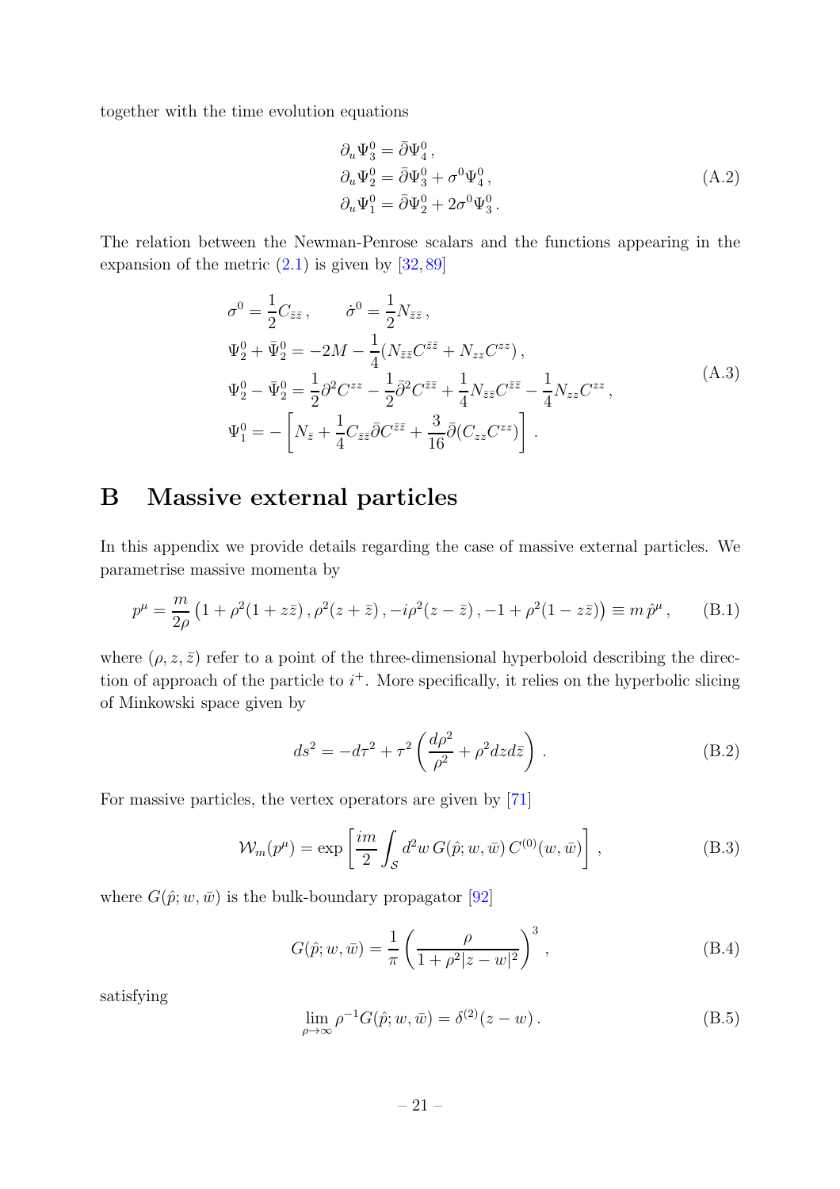together with the time evolution equations

$$
\begin{aligned}
&\partial_u \Psi_3^0 = \bar{\eth} \Psi_4^0 \,, \\
&\partial_u \Psi_2^0 = \bar{\eth} \Psi_3^0 + \sigma^0 \Psi_4^0 \,, \\
&\partial_u \Psi_1^0 = \bar{\eth} \Psi_2^0 + 2\sigma^0 \Psi_3^0 \,.
\end{aligned}
\tag{A.2}
$$

The relation between the Newman-Penrose scalars and the functions appearing in the expansion of the metric (2.1) is given by [32, 89]

$$
\begin{aligned}
&\sigma^0 = \frac{1}{2} C_{\bar{z}\bar{z}} \,, \qquad \dot{\sigma}^0 = \frac{1}{2} N_{\bar{z}\bar{z}} \,, \\
&\Psi_2^0 + \bar{\Psi}_2^0 = -2M - \frac{1}{4}(N_{\bar{z}\bar{z}} C^{\bar{z}\bar{z}} + N_{zz} C^{zz}) \,, \\
&\Psi_2^0 - \bar{\Psi}_2^0 = \frac{1}{2} \partial^2 C^{zz} - \frac{1}{2} \bar{\partial}^2 C^{\bar{z}\bar{z}} + \frac{1}{4} N_{\bar{z}\bar{z}} C^{\bar{z}\bar{z}} - \frac{1}{4} N_{zz} C^{zz} \,, \\
&\Psi_1^0 = -\left[ N_{\bar{z}} + \frac{1}{4} C_{\bar{z}\bar{z}} \bar{\partial} C^{\bar{z}\bar{z}} + \frac{3}{16} \bar{\partial}(C_{zz} C^{zz}) \right] .
\end{aligned}
\tag{A.3}
$$

# B Massive external particles

In this appendix we provide details regarding the case of massive external particles. We parametrise massive momenta by

$$
p^\mu = \frac{m}{2\rho} \left( 1 + \rho^2(1 + z\bar{z}) \,, \rho^2(z + \bar{z}) \,, -i\rho^2(z - \bar{z}) \,, -1 + \rho^2(1 - z\bar{z}) \right) \equiv m \, \hat{p}^\mu \,,
\tag{B.1}
$$

where $(\rho, z, \bar{z})$ refer to a point of the three-dimensional hyperboloid describing the direction of approach of the particle to $i^+$. More specifically, it relies on the hyperbolic slicing of Minkowski space given by

$$
ds^2 = -d\tau^2 + \tau^2 \left( \frac{d\rho^2}{\rho^2} + \rho^2 dz d\bar{z} \right) .
\tag{B.2}
$$

For massive particles, the vertex operators are given by [71]

$$
\mathcal{W}_m(p^\mu) = \exp\left[ \frac{im}{2} \int_{\mathcal{S}} d^2w \, G(\hat{p}; w, \bar{w}) \, C^{(0)}(w, \bar{w}) \right] ,
\tag{B.3}
$$

where $G(\hat{p}; w, \bar{w})$ is the bulk-boundary propagator [92]

$$
G(\hat{p}; w, \bar{w}) = \frac{1}{\pi} \left( \frac{\rho}{1 + \rho^2 |z - w|^2} \right)^3 ,
\tag{B.4}
$$

satisfying

$$
\lim_{\rho \to \infty} \rho^{-1} G(\hat{p}; w, \bar{w}) = \delta^{(2)}(z - w) \,.
\tag{B.5}
$$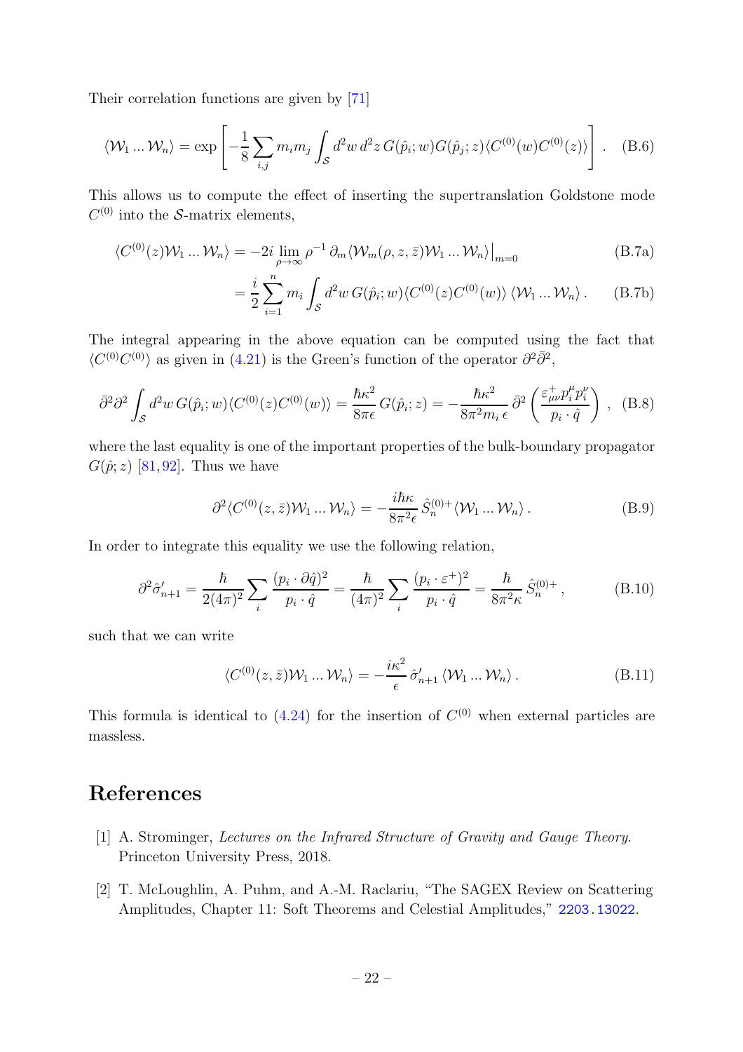Their correlation functions are given by [71]

$$\langle \mathcal{W}_1 \dots \mathcal{W}_n \rangle = \exp\left[ -\frac{1}{8} \sum_{i,j} m_i m_j \int_{\mathcal{S}} d^2w \, d^2z \, G(\hat{p}_i; w) G(\hat{p}_j; z) \langle C^{(0)}(w) C^{(0)}(z) \rangle \right] . \tag{B.6}$$

This allows us to compute the effect of inserting the supertranslation Goldstone mode $C^{(0)}$ into the $\mathcal{S}$-matrix elements,

$$\langle C^{(0)}(z) \mathcal{W}_1 \dots \mathcal{W}_n \rangle = -2i \lim_{\rho \to \infty} \rho^{-1} \, \partial_m \langle \mathcal{W}_m(\rho, z, \bar{z}) \mathcal{W}_1 \dots \mathcal{W}_n \rangle \big|_{m=0} \tag{B.7a}$$

$$= \frac{i}{2} \sum_{i=1}^{n} m_i \int_{\mathcal{S}} d^2w \, G(\hat{p}_i; w) \langle C^{(0)}(z) C^{(0)}(w) \rangle \, \langle \mathcal{W}_1 \dots \mathcal{W}_n \rangle . \tag{B.7b}$$

The integral appearing in the above equation can be computed using the fact that $\langle C^{(0)} C^{(0)} \rangle$ as given in (4.21) is the Green's function of the operator $\partial^2 \bar{\partial}^2$,

$$\bar{\partial}^2 \partial^2 \int_{\mathcal{S}} d^2w \, G(\hat{p}_i; w) \langle C^{(0)}(z) C^{(0)}(w) \rangle = \frac{\hbar \kappa^2}{8\pi \epsilon} \, G(\hat{p}_i; z) = -\frac{\hbar \kappa^2}{8\pi^2 m_i \, \epsilon} \, \bar{\partial}^2 \left( \frac{\varepsilon^+_{\mu\nu} p_i^\mu p_i^\nu}{p_i \cdot \hat{q}} \right) , \tag{B.8}$$

where the last equality is one of the important properties of the bulk-boundary propagator $G(\hat{p}; z)$ [81, 92]. Thus we have

$$\partial^2 \langle C^{(0)}(z, \bar{z}) \mathcal{W}_1 \dots \mathcal{W}_n \rangle = -\frac{i \hbar \kappa}{8\pi^2 \epsilon} \, \hat{S}_n^{(0)+} \langle \mathcal{W}_1 \dots \mathcal{W}_n \rangle . \tag{B.9}$$

In order to integrate this equality we use the following relation,

$$\partial^2 \hat{\sigma}'_{n+1} = \frac{\hbar}{2(4\pi)^2} \sum_i \frac{(p_i \cdot \partial \hat{q})^2}{p_i \cdot \hat{q}} = \frac{\hbar}{(4\pi)^2} \sum_i \frac{(p_i \cdot \varepsilon^+)^2}{p_i \cdot \hat{q}} = \frac{\hbar}{8\pi^2 \kappa} \, \hat{S}_n^{(0)+} , \tag{B.10}$$

such that we can write

$$\langle C^{(0)}(z, \bar{z}) \mathcal{W}_1 \dots \mathcal{W}_n \rangle = -\frac{i \kappa^2}{\epsilon} \, \hat{\sigma}'_{n+1} \, \langle \mathcal{W}_1 \dots \mathcal{W}_n \rangle . \tag{B.11}$$

This formula is identical to (4.24) for the insertion of $C^{(0)}$ when external particles are massless.

# References

[1] A. Strominger, *Lectures on the Infrared Structure of Gravity and Gauge Theory*. Princeton University Press, 2018.

[2] T. McLoughlin, A. Puhm, and A.-M. Raclariu, "The SAGEX Review on Scattering Amplitudes, Chapter 11: Soft Theorems and Celestial Amplitudes," 2203.13022.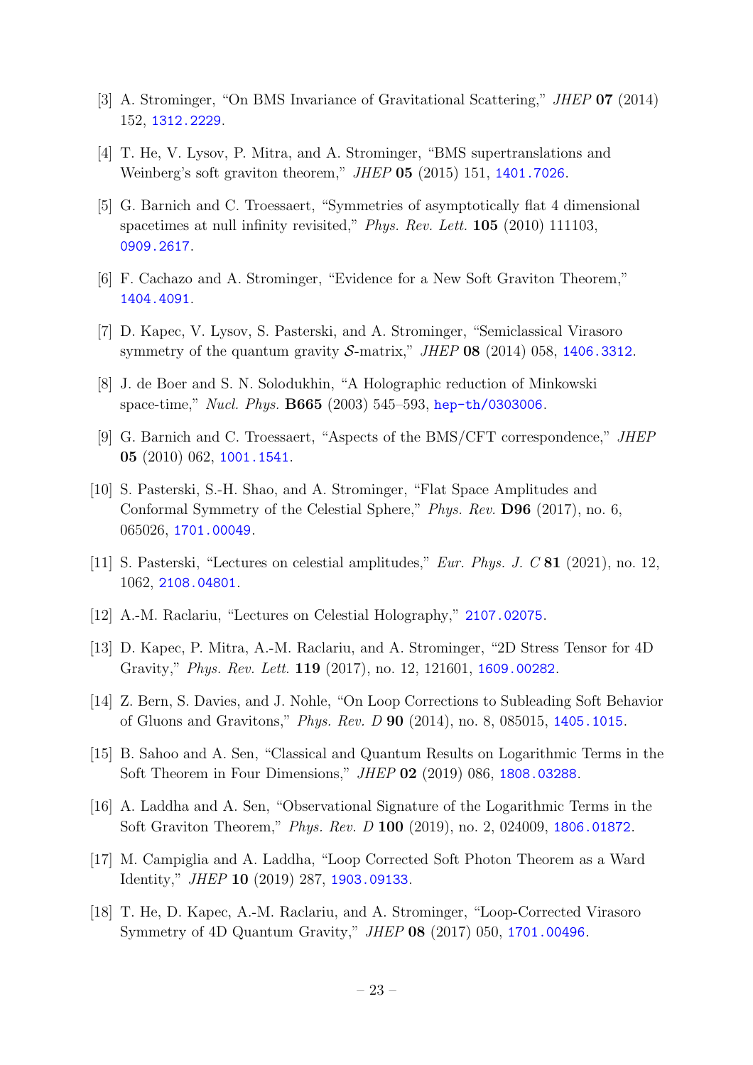[3] A. Strominger, "On BMS Invariance of Gravitational Scattering," *JHEP* **07** (2014) 152, 1312.2229.

[4] T. He, V. Lysov, P. Mitra, and A. Strominger, "BMS supertranslations and Weinberg's soft graviton theorem," *JHEP* **05** (2015) 151, 1401.7026.

[5] G. Barnich and C. Troessaert, "Symmetries of asymptotically flat 4 dimensional spacetimes at null infinity revisited," *Phys. Rev. Lett.* **105** (2010) 111103, 0909.2617.

[6] F. Cachazo and A. Strominger, "Evidence for a New Soft Graviton Theorem," 1404.4091.

[7] D. Kapec, V. Lysov, S. Pasterski, and A. Strominger, "Semiclassical Virasoro symmetry of the quantum gravity $\mathcal{S}$-matrix," *JHEP* **08** (2014) 058, 1406.3312.

[8] J. de Boer and S. N. Solodukhin, "A Holographic reduction of Minkowski space-time," *Nucl. Phys.* **B665** (2003) 545–593, hep-th/0303006.

[9] G. Barnich and C. Troessaert, "Aspects of the BMS/CFT correspondence," *JHEP* **05** (2010) 062, 1001.1541.

[10] S. Pasterski, S.-H. Shao, and A. Strominger, "Flat Space Amplitudes and Conformal Symmetry of the Celestial Sphere," *Phys. Rev.* **D96** (2017), no. 6, 065026, 1701.00049.

[11] S. Pasterski, "Lectures on celestial amplitudes," *Eur. Phys. J. C* **81** (2021), no. 12, 1062, 2108.04801.

[12] A.-M. Raclariu, "Lectures on Celestial Holography," 2107.02075.

[13] D. Kapec, P. Mitra, A.-M. Raclariu, and A. Strominger, "2D Stress Tensor for 4D Gravity," *Phys. Rev. Lett.* **119** (2017), no. 12, 121601, 1609.00282.

[14] Z. Bern, S. Davies, and J. Nohle, "On Loop Corrections to Subleading Soft Behavior of Gluons and Gravitons," *Phys. Rev. D* **90** (2014), no. 8, 085015, 1405.1015.

[15] B. Sahoo and A. Sen, "Classical and Quantum Results on Logarithmic Terms in the Soft Theorem in Four Dimensions," *JHEP* **02** (2019) 086, 1808.03288.

[16] A. Laddha and A. Sen, "Observational Signature of the Logarithmic Terms in the Soft Graviton Theorem," *Phys. Rev. D* **100** (2019), no. 2, 024009, 1806.01872.

[17] M. Campiglia and A. Laddha, "Loop Corrected Soft Photon Theorem as a Ward Identity," *JHEP* **10** (2019) 287, 1903.09133.

[18] T. He, D. Kapec, A.-M. Raclariu, and A. Strominger, "Loop-Corrected Virasoro Symmetry of 4D Quantum Gravity," *JHEP* **08** (2017) 050, 1701.00496.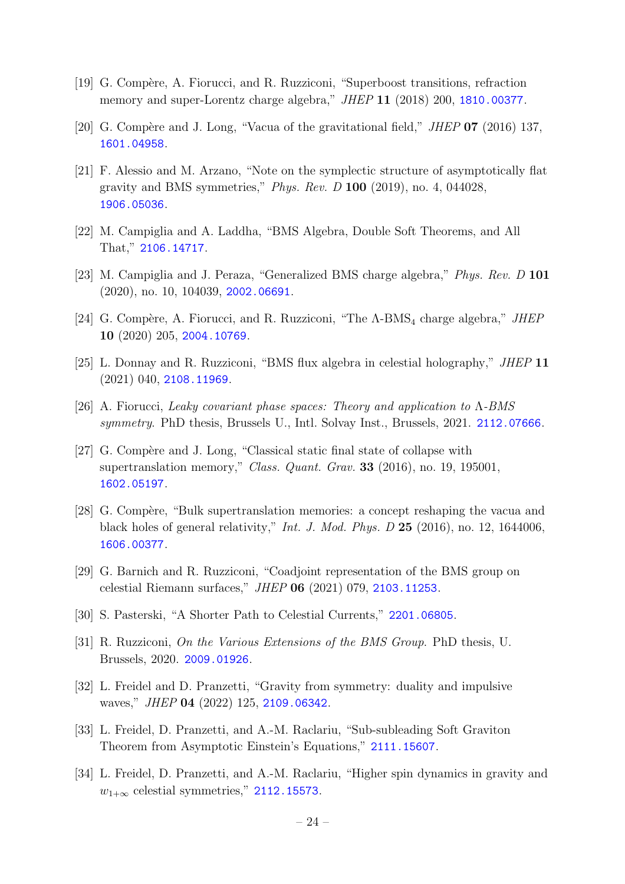[19] G. Compère, A. Fiorucci, and R. Ruzziconi, "Superboost transitions, refraction memory and super-Lorentz charge algebra," *JHEP* **11** (2018) 200, 1810.00377.

[20] G. Compère and J. Long, "Vacua of the gravitational field," *JHEP* **07** (2016) 137, 1601.04958.

[21] F. Alessio and M. Arzano, "Note on the symplectic structure of asymptotically flat gravity and BMS symmetries," *Phys. Rev. D* **100** (2019), no. 4, 044028, 1906.05036.

[22] M. Campiglia and A. Laddha, "BMS Algebra, Double Soft Theorems, and All That," 2106.14717.

[23] M. Campiglia and J. Peraza, "Generalized BMS charge algebra," *Phys. Rev. D* **101** (2020), no. 10, 104039, 2002.06691.

[24] G. Compère, A. Fiorucci, and R. Ruzziconi, "The $\Lambda$-BMS$_4$ charge algebra," *JHEP* **10** (2020) 205, 2004.10769.

[25] L. Donnay and R. Ruzziconi, "BMS flux algebra in celestial holography," *JHEP* **11** (2021) 040, 2108.11969.

[26] A. Fiorucci, *Leaky covariant phase spaces: Theory and application to $\Lambda$-BMS symmetry*. PhD thesis, Brussels U., Intl. Solvay Inst., Brussels, 2021. 2112.07666.

[27] G. Compère and J. Long, "Classical static final state of collapse with supertranslation memory," *Class. Quant. Grav.* **33** (2016), no. 19, 195001, 1602.05197.

[28] G. Compère, "Bulk supertranslation memories: a concept reshaping the vacua and black holes of general relativity," *Int. J. Mod. Phys. D* **25** (2016), no. 12, 1644006, 1606.00377.

[29] G. Barnich and R. Ruzziconi, "Coadjoint representation of the BMS group on celestial Riemann surfaces," *JHEP* **06** (2021) 079, 2103.11253.

[30] S. Pasterski, "A Shorter Path to Celestial Currents," 2201.06805.

[31] R. Ruzziconi, *On the Various Extensions of the BMS Group*. PhD thesis, U. Brussels, 2020. 2009.01926.

[32] L. Freidel and D. Pranzetti, "Gravity from symmetry: duality and impulsive waves," *JHEP* **04** (2022) 125, 2109.06342.

[33] L. Freidel, D. Pranzetti, and A.-M. Raclariu, "Sub-subleading Soft Graviton Theorem from Asymptotic Einstein's Equations," 2111.15607.

[34] L. Freidel, D. Pranzetti, and A.-M. Raclariu, "Higher spin dynamics in gravity and $w_{1+\infty}$ celestial symmetries," 2112.15573.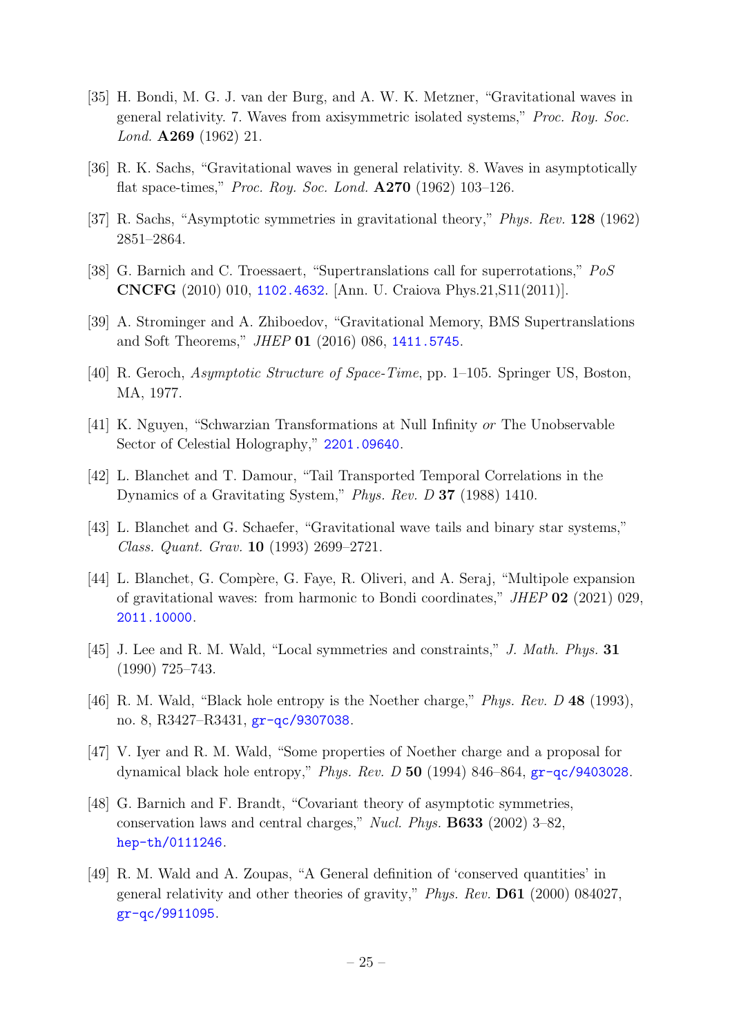[35] H. Bondi, M. G. J. van der Burg, and A. W. K. Metzner, "Gravitational waves in general relativity. 7. Waves from axisymmetric isolated systems," *Proc. Roy. Soc. Lond.* **A269** (1962) 21.

[36] R. K. Sachs, "Gravitational waves in general relativity. 8. Waves in asymptotically flat space-times," *Proc. Roy. Soc. Lond.* **A270** (1962) 103–126.

[37] R. Sachs, "Asymptotic symmetries in gravitational theory," *Phys. Rev.* **128** (1962) 2851–2864.

[38] G. Barnich and C. Troessaert, "Supertranslations call for superrotations," *PoS* **CNCFG** (2010) 010, 1102.4632. [Ann. U. Craiova Phys.21,S11(2011)].

[39] A. Strominger and A. Zhiboedov, "Gravitational Memory, BMS Supertranslations and Soft Theorems," *JHEP* **01** (2016) 086, 1411.5745.

[40] R. Geroch, *Asymptotic Structure of Space-Time*, pp. 1–105. Springer US, Boston, MA, 1977.

[41] K. Nguyen, "Schwarzian Transformations at Null Infinity *or* The Unobservable Sector of Celestial Holography," 2201.09640.

[42] L. Blanchet and T. Damour, "Tail Transported Temporal Correlations in the Dynamics of a Gravitating System," *Phys. Rev. D* **37** (1988) 1410.

[43] L. Blanchet and G. Schaefer, "Gravitational wave tails and binary star systems," *Class. Quant. Grav.* **10** (1993) 2699–2721.

[44] L. Blanchet, G. Compère, G. Faye, R. Oliveri, and A. Seraj, "Multipole expansion of gravitational waves: from harmonic to Bondi coordinates," *JHEP* **02** (2021) 029, 2011.10000.

[45] J. Lee and R. M. Wald, "Local symmetries and constraints," *J. Math. Phys.* **31** (1990) 725–743.

[46] R. M. Wald, "Black hole entropy is the Noether charge," *Phys. Rev. D* **48** (1993), no. 8, R3427–R3431, gr-qc/9307038.

[47] V. Iyer and R. M. Wald, "Some properties of Noether charge and a proposal for dynamical black hole entropy," *Phys. Rev. D* **50** (1994) 846–864, gr-qc/9403028.

[48] G. Barnich and F. Brandt, "Covariant theory of asymptotic symmetries, conservation laws and central charges," *Nucl. Phys.* **B633** (2002) 3–82, hep-th/0111246.

[49] R. M. Wald and A. Zoupas, "A General definition of 'conserved quantities' in general relativity and other theories of gravity," *Phys. Rev.* **D61** (2000) 084027, gr-qc/9911095.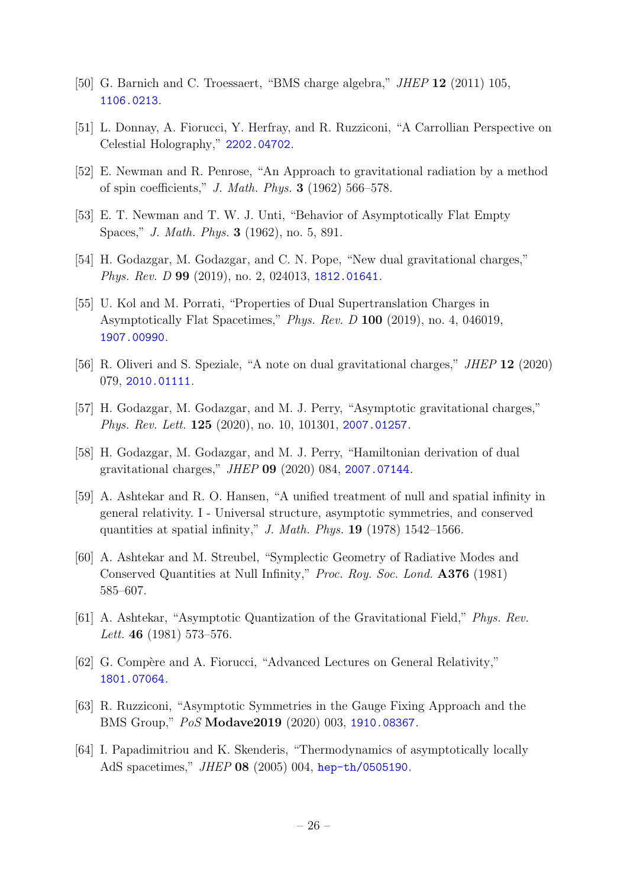[50] G. Barnich and C. Troessaert, "BMS charge algebra," *JHEP* **12** (2011) 105, 1106.0213.

[51] L. Donnay, A. Fiorucci, Y. Herfray, and R. Ruzziconi, "A Carrollian Perspective on Celestial Holography," 2202.04702.

[52] E. Newman and R. Penrose, "An Approach to gravitational radiation by a method of spin coefficients," *J. Math. Phys.* **3** (1962) 566–578.

[53] E. T. Newman and T. W. J. Unti, "Behavior of Asymptotically Flat Empty Spaces," *J. Math. Phys.* **3** (1962), no. 5, 891.

[54] H. Godazgar, M. Godazgar, and C. N. Pope, "New dual gravitational charges," *Phys. Rev. D* **99** (2019), no. 2, 024013, 1812.01641.

[55] U. Kol and M. Porrati, "Properties of Dual Supertranslation Charges in Asymptotically Flat Spacetimes," *Phys. Rev. D* **100** (2019), no. 4, 046019, 1907.00990.

[56] R. Oliveri and S. Speziale, "A note on dual gravitational charges," *JHEP* **12** (2020) 079, 2010.01111.

[57] H. Godazgar, M. Godazgar, and M. J. Perry, "Asymptotic gravitational charges," *Phys. Rev. Lett.* **125** (2020), no. 10, 101301, 2007.01257.

[58] H. Godazgar, M. Godazgar, and M. J. Perry, "Hamiltonian derivation of dual gravitational charges," *JHEP* **09** (2020) 084, 2007.07144.

[59] A. Ashtekar and R. O. Hansen, "A unified treatment of null and spatial infinity in general relativity. I - Universal structure, asymptotic symmetries, and conserved quantities at spatial infinity," *J. Math. Phys.* **19** (1978) 1542–1566.

[60] A. Ashtekar and M. Streubel, "Symplectic Geometry of Radiative Modes and Conserved Quantities at Null Infinity," *Proc. Roy. Soc. Lond.* **A376** (1981) 585–607.

[61] A. Ashtekar, "Asymptotic Quantization of the Gravitational Field," *Phys. Rev. Lett.* **46** (1981) 573–576.

[62] G. Compère and A. Fiorucci, "Advanced Lectures on General Relativity," 1801.07064.

[63] R. Ruzziconi, "Asymptotic Symmetries in the Gauge Fixing Approach and the BMS Group," *PoS* **Modave2019** (2020) 003, 1910.08367.

[64] I. Papadimitriou and K. Skenderis, "Thermodynamics of asymptotically locally AdS spacetimes," *JHEP* **08** (2005) 004, hep-th/0505190.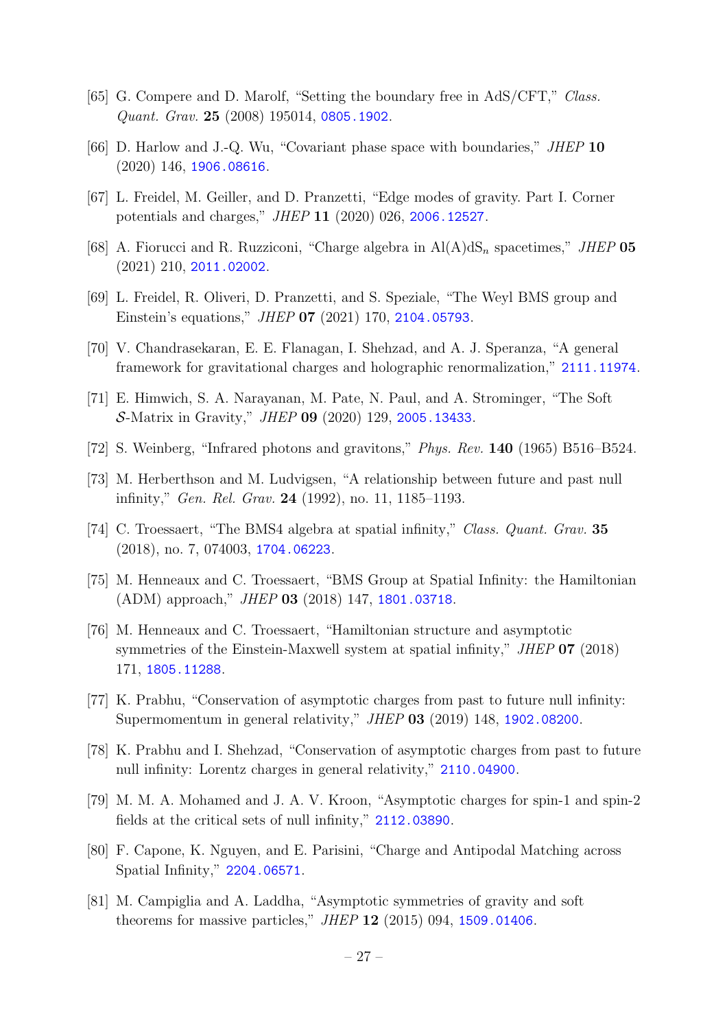[65] G. Compere and D. Marolf, "Setting the boundary free in AdS/CFT," *Class. Quant. Grav.* **25** (2008) 195014, 0805.1902.

[66] D. Harlow and J.-Q. Wu, "Covariant phase space with boundaries," *JHEP* **10** (2020) 146, 1906.08616.

[67] L. Freidel, M. Geiller, and D. Pranzetti, "Edge modes of gravity. Part I. Corner potentials and charges," *JHEP* **11** (2020) 026, 2006.12527.

[68] A. Fiorucci and R. Ruzziconi, "Charge algebra in Al(A)dS$_n$ spacetimes," *JHEP* **05** (2021) 210, 2011.02002.

[69] L. Freidel, R. Oliveri, D. Pranzetti, and S. Speziale, "The Weyl BMS group and Einstein's equations," *JHEP* **07** (2021) 170, 2104.05793.

[70] V. Chandrasekaran, E. E. Flanagan, I. Shehzad, and A. J. Speranza, "A general framework for gravitational charges and holographic renormalization," 2111.11974.

[71] E. Himwich, S. A. Narayanan, M. Pate, N. Paul, and A. Strominger, "The Soft $\mathcal{S}$-Matrix in Gravity," *JHEP* **09** (2020) 129, 2005.13433.

[72] S. Weinberg, "Infrared photons and gravitons," *Phys. Rev.* **140** (1965) B516–B524.

[73] M. Herberthson and M. Ludvigsen, "A relationship between future and past null infinity," *Gen. Rel. Grav.* **24** (1992), no. 11, 1185–1193.

[74] C. Troessaert, "The BMS4 algebra at spatial infinity," *Class. Quant. Grav.* **35** (2018), no. 7, 074003, 1704.06223.

[75] M. Henneaux and C. Troessaert, "BMS Group at Spatial Infinity: the Hamiltonian (ADM) approach," *JHEP* **03** (2018) 147, 1801.03718.

[76] M. Henneaux and C. Troessaert, "Hamiltonian structure and asymptotic symmetries of the Einstein-Maxwell system at spatial infinity," *JHEP* **07** (2018) 171, 1805.11288.

[77] K. Prabhu, "Conservation of asymptotic charges from past to future null infinity: Supermomentum in general relativity," *JHEP* **03** (2019) 148, 1902.08200.

[78] K. Prabhu and I. Shehzad, "Conservation of asymptotic charges from past to future null infinity: Lorentz charges in general relativity," 2110.04900.

[79] M. M. A. Mohamed and J. A. V. Kroon, "Asymptotic charges for spin-1 and spin-2 fields at the critical sets of null infinity," 2112.03890.

[80] F. Capone, K. Nguyen, and E. Parisini, "Charge and Antipodal Matching across Spatial Infinity," 2204.06571.

[81] M. Campiglia and A. Laddha, "Asymptotic symmetries of gravity and soft theorems for massive particles," *JHEP* **12** (2015) 094, 1509.01406.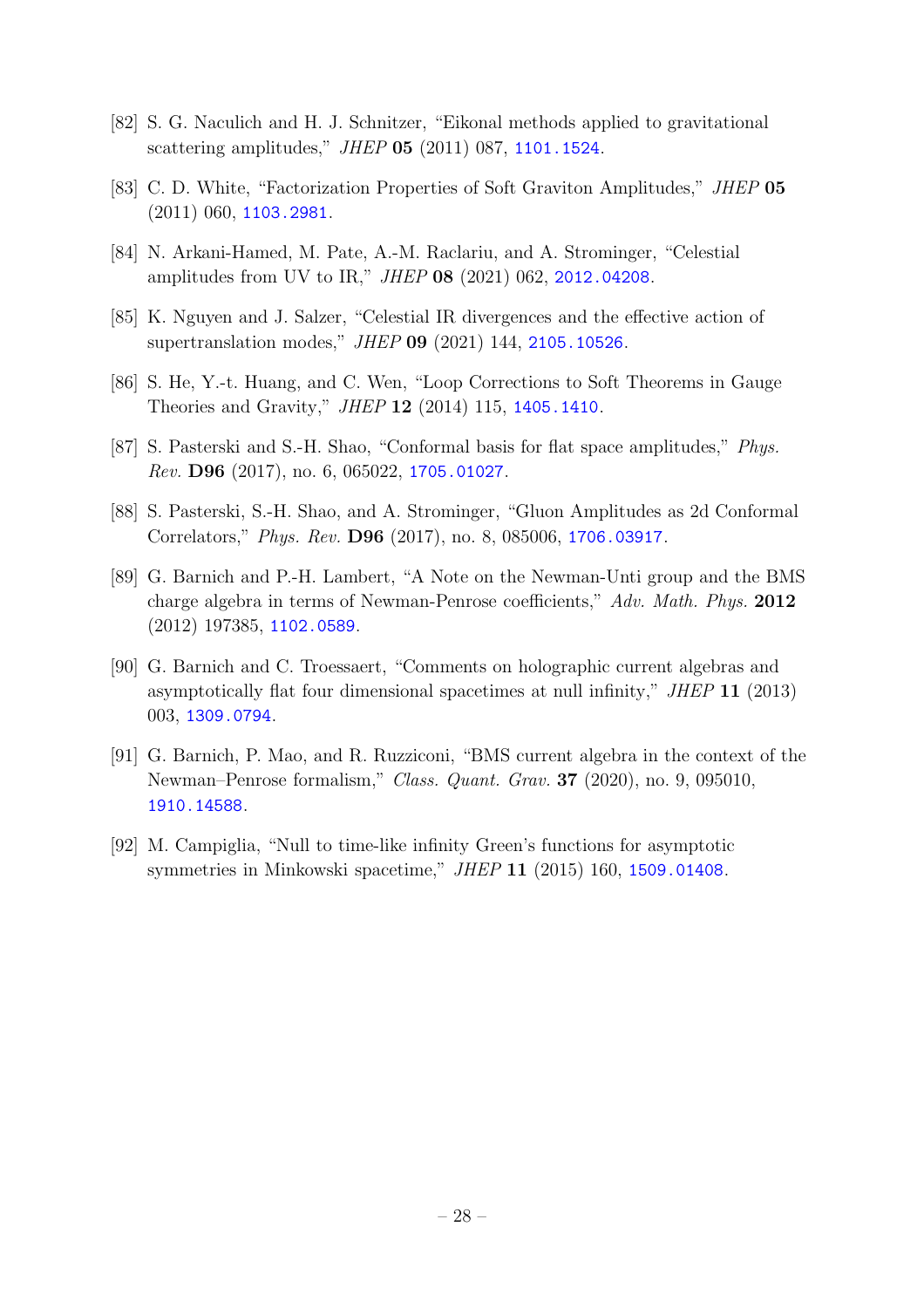[82] S. G. Naculich and H. J. Schnitzer, "Eikonal methods applied to gravitational scattering amplitudes," *JHEP* **05** (2011) 087, 1101.1524.

[83] C. D. White, "Factorization Properties of Soft Graviton Amplitudes," *JHEP* **05** (2011) 060, 1103.2981.

[84] N. Arkani-Hamed, M. Pate, A.-M. Raclariu, and A. Strominger, "Celestial amplitudes from UV to IR," *JHEP* **08** (2021) 062, 2012.04208.

[85] K. Nguyen and J. Salzer, "Celestial IR divergences and the effective action of supertranslation modes," *JHEP* **09** (2021) 144, 2105.10526.

[86] S. He, Y.-t. Huang, and C. Wen, "Loop Corrections to Soft Theorems in Gauge Theories and Gravity," *JHEP* **12** (2014) 115, 1405.1410.

[87] S. Pasterski and S.-H. Shao, "Conformal basis for flat space amplitudes," *Phys. Rev.* **D96** (2017), no. 6, 065022, 1705.01027.

[88] S. Pasterski, S.-H. Shao, and A. Strominger, "Gluon Amplitudes as 2d Conformal Correlators," *Phys. Rev.* **D96** (2017), no. 8, 085006, 1706.03917.

[89] G. Barnich and P.-H. Lambert, "A Note on the Newman-Unti group and the BMS charge algebra in terms of Newman-Penrose coefficients," *Adv. Math. Phys.* **2012** (2012) 197385, 1102.0589.

[90] G. Barnich and C. Troessaert, "Comments on holographic current algebras and asymptotically flat four dimensional spacetimes at null infinity," *JHEP* **11** (2013) 003, 1309.0794.

[91] G. Barnich, P. Mao, and R. Ruzziconi, "BMS current algebra in the context of the Newman–Penrose formalism," *Class. Quant. Grav.* **37** (2020), no. 9, 095010, 1910.14588.

[92] M. Campiglia, "Null to time-like infinity Green's functions for asymptotic symmetries in Minkowski spacetime," *JHEP* **11** (2015) 160, 1509.01408.